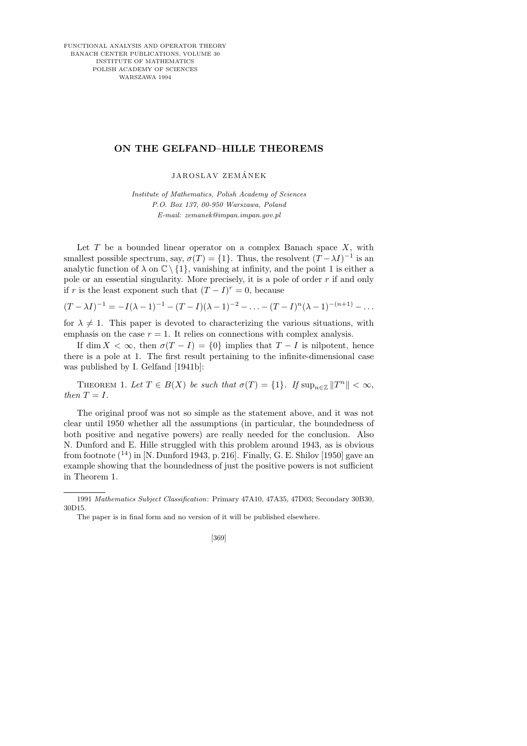FUNCTIONAL ANALYSIS AND OPERATOR THEORY
BANACH CENTER PUBLICATIONS, VOLUME 30
INSTITUTE OF MATHEMATICS
POLISH ACADEMY OF SCIENCES
WARSZAWA 1994

# ON THE GELFAND–HILLE THEOREMS

JAROSLAV ZEMÁNEK

*Institute of Mathematics, Polish Academy of Sciences*
*P.O. Box 137, 00-950 Warszawa, Poland*
*E-mail: zemanek@impan.impan.gov.pl*

Let $T$ be a bounded linear operator on a complex Banach space $X$, with smallest possible spectrum, say, $\sigma(T) = \{1\}$. Thus, the resolvent $(T-\lambda I)^{-1}$ is an analytic function of $\lambda$ on $\mathbb{C}\setminus\{1\}$, vanishing at infinity, and the point 1 is either a pole or an essential singularity. More precisely, it is a pole of order $r$ if and only if $r$ is the least exponent such that $(T-I)^r = 0$, because

$$(T-\lambda I)^{-1} = -I(\lambda-1)^{-1} - (T-I)(\lambda-1)^{-2} - \ldots - (T-I)^n(\lambda-1)^{-(n+1)} - \ldots$$

for $\lambda \neq 1$. This paper is devoted to characterizing the various situations, with emphasis on the case $r = 1$. It relies on connections with complex analysis.

If $\dim X < \infty$, then $\sigma(T-I) = \{0\}$ implies that $T-I$ is nilpotent, hence there is a pole at 1. The first result pertaining to the infinite-dimensional case was published by I. Gelfand [1941b]:

THEOREM 1. *Let $T \in B(X)$ be such that $\sigma(T) = \{1\}$. If $\sup_{n\in\mathbb{Z}} \|T^n\| < \infty$, then $T = I$.*

The original proof was not so simple as the statement above, and it was not clear until 1950 whether all the assumptions (in particular, the boundedness of both positive and negative powers) are really needed for the conclusion. Also N. Dunford and E. Hille struggled with this problem around 1943, as is obvious from footnote (14) in [N. Dunford 1943, p. 216]. Finally, G. E. Shilov [1950] gave an example showing that the boundedness of just the positive powers is not sufficient in Theorem 1.

---

1991 *Mathematics Subject Classification*: Primary 47A10, 47A35, 47D03; Secondary 30B30, 30D15.

The paper is in final form and no version of it will be published elsewhere.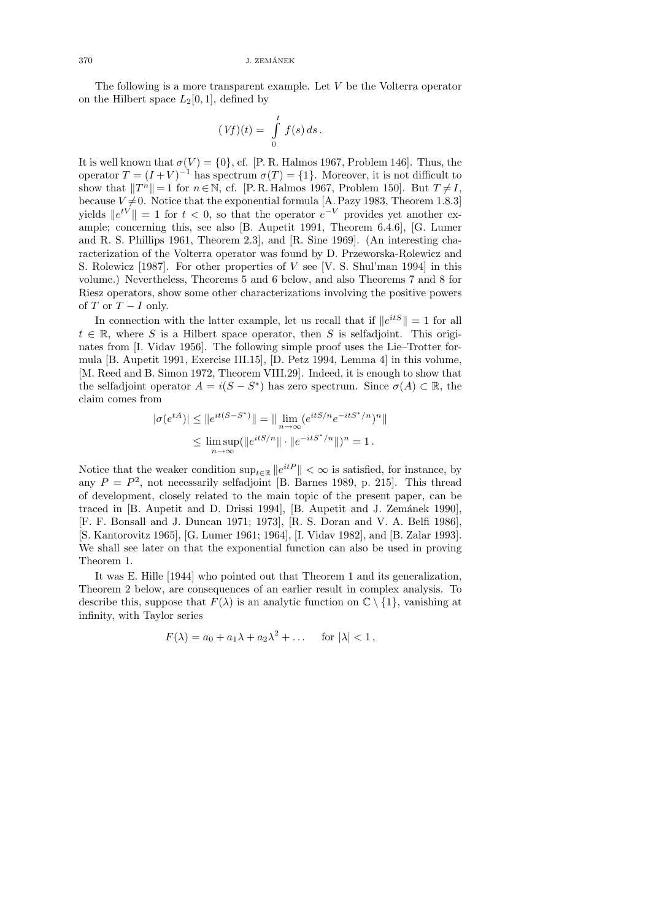The following is a more transparent example. Let $V$ be the Volterra operator on the Hilbert space $L_2[0,1]$, defined by

$$(Vf)(t) = \int_0^t f(s)\,ds\,.$$

It is well known that $\sigma(V) = \{0\}$, cf. [P. R. Halmos 1967, Problem 146]. Thus, the operator $T = (I+V)^{-1}$ has spectrum $\sigma(T) = \{1\}$. Moreover, it is not difficult to show that $\|T^n\| = 1$ for $n \in \mathbb{N}$, cf. [P. R. Halmos 1967, Problem 150]. But $T \neq I$, because $V \neq 0$. Notice that the exponential formula [A. Pazy 1983, Theorem 1.8.3] yields $\|e^{tV}\| = 1$ for $t < 0$, so that the operator $e^{-V}$ provides yet another example; concerning this, see also [B. Aupetit 1991, Theorem 6.4.6], [G. Lumer and R. S. Phillips 1961, Theorem 2.3], and [R. Sine 1969]. (An interesting characterization of the Volterra operator was found by D. Przeworska-Rolewicz and S. Rolewicz [1987]. For other properties of $V$ see [V. S. Shul'man 1994] in this volume.) Nevertheless, Theorems 5 and 6 below, and also Theorems 7 and 8 for Riesz operators, show some other characterizations involving the positive powers of $T$ or $T - I$ only.

In connection with the latter example, let us recall that if $\|e^{itS}\| = 1$ for all $t \in \mathbb{R}$, where $S$ is a Hilbert space operator, then $S$ is selfadjoint. This originates from [I. Vidav 1956]. The following simple proof uses the Lie–Trotter formula [B. Aupetit 1991, Exercise III.15], [D. Petz 1994, Lemma 4] in this volume, [M. Reed and B. Simon 1972, Theorem VIII.29]. Indeed, it is enough to show that the selfadjoint operator $A = i(S - S^*)$ has zero spectrum. Since $\sigma(A) \subset \mathbb{R}$, the claim comes from

$$\begin{aligned} |\sigma(e^{tA})| &\le \|e^{it(S-S^*)}\| = \|\lim_{n\to\infty}(e^{itS/n}e^{-itS^*/n})^n\| \\ &\le \limsup_{n\to\infty}(\|e^{itS/n}\| \cdot \|e^{-itS^*/n}\|)^n = 1\,. \end{aligned}$$

Notice that the weaker condition $\sup_{t\in\mathbb{R}} \|e^{itP}\| < \infty$ is satisfied, for instance, by any $P = P^2$, not necessarily selfadjoint [B. Barnes 1989, p. 215]. This thread of development, closely related to the main topic of the present paper, can be traced in [B. Aupetit and D. Drissi 1994], [B. Aupetit and J. Zemánek 1990], [F. F. Bonsall and J. Duncan 1971; 1973], [R. S. Doran and V. A. Belfi 1986], [S. Kantorovitz 1965], [G. Lumer 1961; 1964], [I. Vidav 1982], and [B. Zalar 1993]. We shall see later on that the exponential function can also be used in proving Theorem 1.

It was E. Hille [1944] who pointed out that Theorem 1 and its generalization, Theorem 2 below, are consequences of an earlier result in complex analysis. To describe this, suppose that $F(\lambda)$ is an analytic function on $\mathbb{C} \setminus \{1\}$, vanishing at infinity, with Taylor series

$$F(\lambda) = a_0 + a_1\lambda + a_2\lambda^2 + \ldots \quad \text{for } |\lambda| < 1\,,$$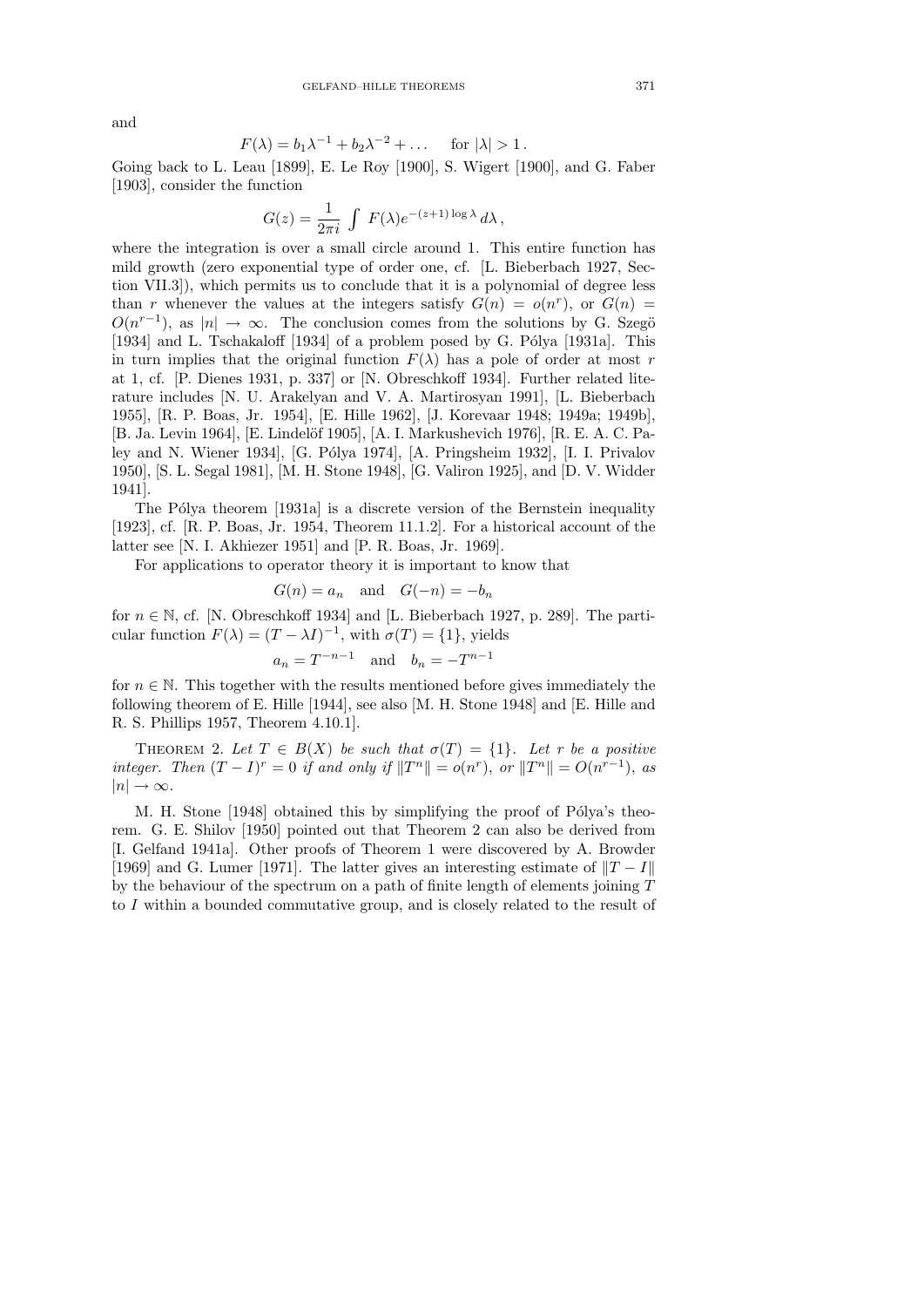and

$$F(\lambda) = b_1\lambda^{-1} + b_2\lambda^{-2} + \ldots \quad \text{for } |\lambda| > 1\,.$$

Going back to L. Leau [1899], E. Le Roy [1900], S. Wigert [1900], and G. Faber [1903], consider the function

$$G(z) = \frac{1}{2\pi i}\int F(\lambda)e^{-(z+1)\log\lambda}\,d\lambda\,,$$

where the integration is over a small circle around 1. This entire function has mild growth (zero exponential type of order one, cf. [L. Bieberbach 1927, Section VII.3]), which permits us to conclude that it is a polynomial of degree less than $r$ whenever the values at the integers satisfy $G(n) = o(n^r)$, or $G(n) = O(n^{r-1})$, as $|n| \to \infty$. The conclusion comes from the solutions by G. Szegö [1934] and L. Tschakaloff [1934] of a problem posed by G. Pólya [1931a]. This in turn implies that the original function $F(\lambda)$ has a pole of order at most $r$ at 1, cf. [P. Dienes 1931, p. 337] or [N. Obreschkoff 1934]. Further related literature includes [N. U. Arakelyan and V. A. Martirosyan 1991], [L. Bieberbach 1955], [R. P. Boas, Jr. 1954], [E. Hille 1962], [J. Korevaar 1948; 1949a; 1949b], [B. Ja. Levin 1964], [E. Lindelöf 1905], [A. I. Markushevich 1976], [R. E. A. C. Paley and N. Wiener 1934], [G. Pólya 1974], [A. Pringsheim 1932], [I. I. Privalov 1950], [S. L. Segal 1981], [M. H. Stone 1948], [G. Valiron 1925], and [D. V. Widder 1941].

The Pólya theorem [1931a] is a discrete version of the Bernstein inequality [1923], cf. [R. P. Boas, Jr. 1954, Theorem 11.1.2]. For a historical account of the latter see [N. I. Akhiezer 1951] and [P. R. Boas, Jr. 1969].

For applications to operator theory it is important to know that

$$G(n) = a_n \quad \text{and} \quad G(-n) = -b_n$$

for $n \in \mathbb{N}$, cf. [N. Obreschkoff 1934] and [L. Bieberbach 1927, p. 289]. The particular function $F(\lambda) = (T - \lambda I)^{-1}$, with $\sigma(T) = \{1\}$, yields

$$a_n = T^{-n-1} \quad \text{and} \quad b_n = -T^{n-1}$$

for $n \in \mathbb{N}$. This together with the results mentioned before gives immediately the following theorem of E. Hille [1944], see also [M. H. Stone 1948] and [E. Hille and R. S. Phillips 1957, Theorem 4.10.1].

Theorem 2. *Let $T \in B(X)$ be such that $\sigma(T) = \{1\}$. Let $r$ be a positive integer. Then $(T - I)^r = 0$ if and only if $\|T^n\| = o(n^r)$, or $\|T^n\| = O(n^{r-1})$, as $|n| \to \infty$.*

M. H. Stone [1948] obtained this by simplifying the proof of Pólya's theorem. G. E. Shilov [1950] pointed out that Theorem 2 can also be derived from [I. Gelfand 1941a]. Other proofs of Theorem 1 were discovered by A. Browder [1969] and G. Lumer [1971]. The latter gives an interesting estimate of $\|T - I\|$ by the behaviour of the spectrum on a path of finite length of elements joining $T$ to $I$ within a bounded commutative group, and is closely related to the result of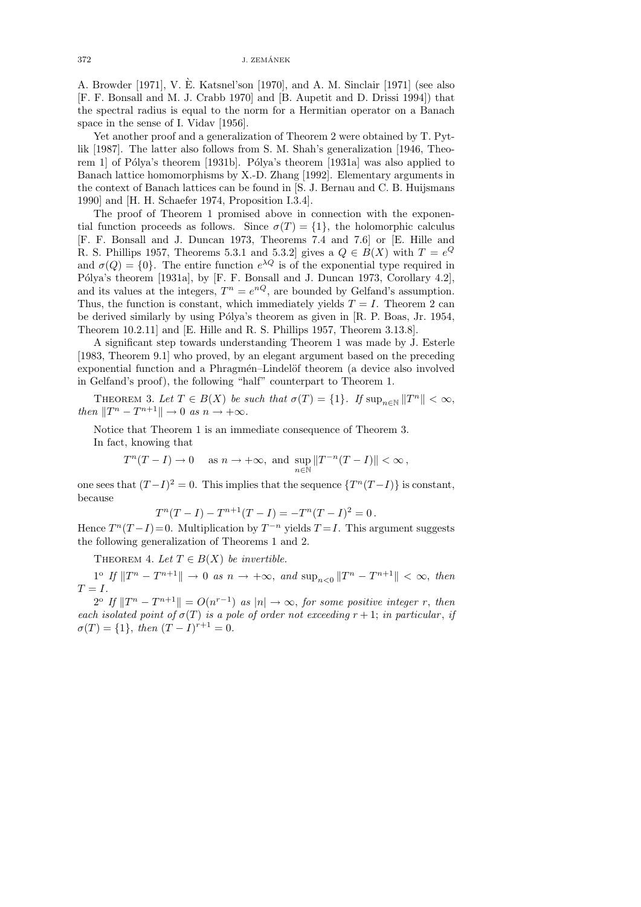A. Browder [1971], V. È. Katsnel'son [1970], and A. M. Sinclair [1971] (see also [F. F. Bonsall and M. J. Crabb 1970] and [B. Aupetit and D. Drissi 1994]) that the spectral radius is equal to the norm for a Hermitian operator on a Banach space in the sense of I. Vidav [1956].

Yet another proof and a generalization of Theorem 2 were obtained by T. Pytlik [1987]. The latter also follows from S. M. Shah's generalization [1946, Theorem 1] of Pólya's theorem [1931b]. Pólya's theorem [1931a] was also applied to Banach lattice homomorphisms by X.-D. Zhang [1992]. Elementary arguments in the context of Banach lattices can be found in [S. J. Bernau and C. B. Huijsmans 1990] and [H. H. Schaefer 1974, Proposition I.3.4].

The proof of Theorem 1 promised above in connection with the exponential function proceeds as follows. Since $\sigma(T) = \{1\}$, the holomorphic calculus [F. F. Bonsall and J. Duncan 1973, Theorems 7.4 and 7.6] or [E. Hille and R. S. Phillips 1957, Theorems 5.3.1 and 5.3.2] gives a $Q \in B(X)$ with $T = e^Q$ and $\sigma(Q) = \{0\}$. The entire function $e^{\lambda Q}$ is of the exponential type required in Pólya's theorem [1931a], by [F. F. Bonsall and J. Duncan 1973, Corollary 4.2], and its values at the integers, $T^n = e^{nQ}$, are bounded by Gelfand's assumption. Thus, the function is constant, which immediately yields $T = I$. Theorem 2 can be derived similarly by using Pólya's theorem as given in [R. P. Boas, Jr. 1954, Theorem 10.2.11] and [E. Hille and R. S. Phillips 1957, Theorem 3.13.8].

A significant step towards understanding Theorem 1 was made by J. Esterle [1983, Theorem 9.1] who proved, by an elegant argument based on the preceding exponential function and a Phragmén–Lindelöf theorem (a device also involved in Gelfand's proof), the following "half" counterpart to Theorem 1.

THEOREM 3. *Let $T \in B(X)$ be such that $\sigma(T) = \{1\}$. If $\sup_{n\in\mathbb{N}} \|T^n\| < \infty$, then $\|T^n - T^{n+1}\| \to 0$ as $n \to +\infty$.*

Notice that Theorem 1 is an immediate consequence of Theorem 3.

In fact, knowing that

$$T^n(T - I) \to 0 \quad \text{as } n \to +\infty, \text{ and } \sup_{n\in\mathbb{N}} \|T^{-n}(T - I)\| < \infty\,,$$

one sees that $(T - I)^2 = 0$. This implies that the sequence $\{T^n(T - I)\}$ is constant, because

$$T^n(T - I) - T^{n+1}(T - I) = -T^n(T - I)^2 = 0\,.$$

Hence $T^n(T - I) = 0$. Multiplication by $T^{-n}$ yields $T = I$. This argument suggests the following generalization of Theorems 1 and 2.

THEOREM 4. *Let $T \in B(X)$ be invertible.*

1° *If $\|T^n - T^{n+1}\| \to 0$ as $n \to +\infty$, and $\sup_{n<0} \|T^n - T^{n+1}\| < \infty$, then $T = I$.*

2° *If $\|T^n - T^{n+1}\| = O(n^{r-1})$ as $|n| \to \infty$, for some positive integer $r$, then each isolated point of $\sigma(T)$ is a pole of order not exceeding $r + 1$; in particular, if $\sigma(T) = \{1\}$, then $(T - I)^{r+1} = 0$.*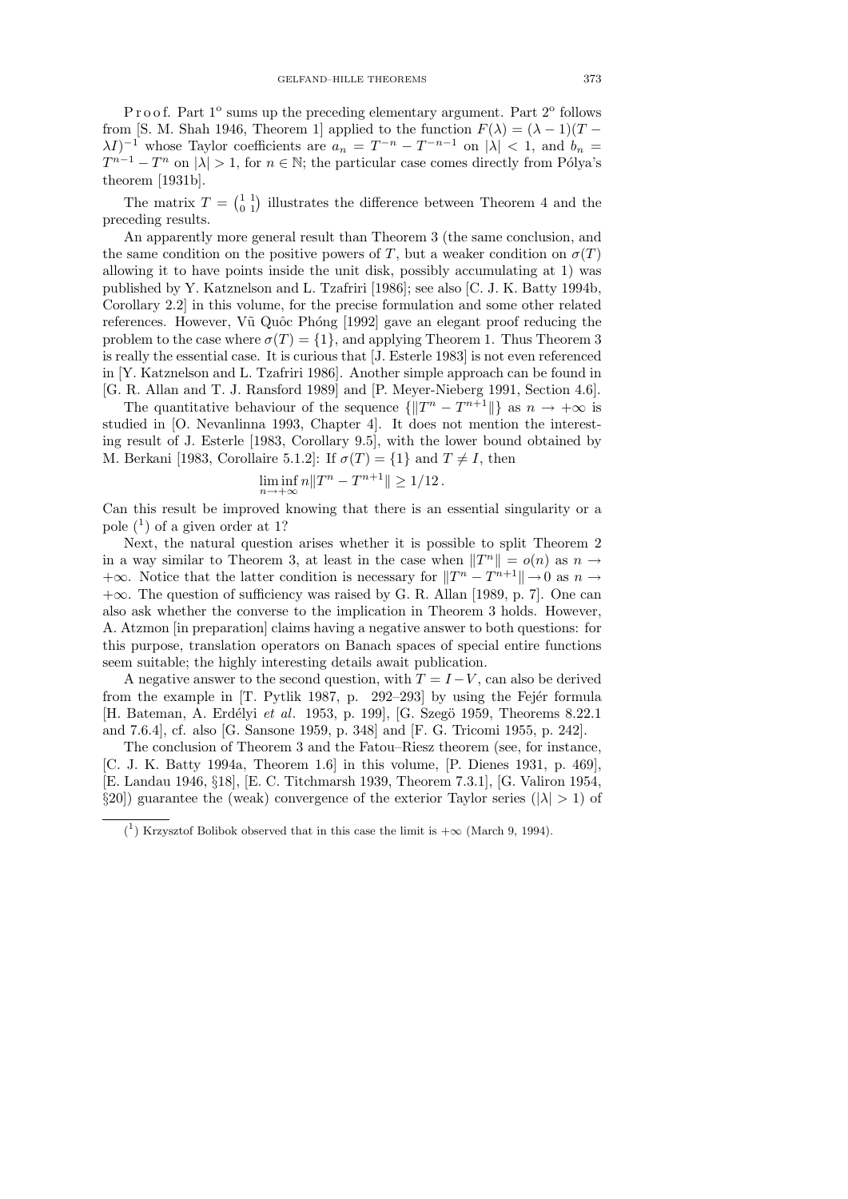P r o o f. Part 1° sums up the preceding elementary argument. Part 2° follows from [S. M. Shah 1946, Theorem 1] applied to the function $F(\lambda) = (\lambda - 1)(T - \lambda I)^{-1}$ whose Taylor coefficients are $a_n = T^{-n} - T^{-n-1}$ on $|\lambda| < 1$, and $b_n = T^{n-1} - T^n$ on $|\lambda| > 1$, for $n \in \mathbb{N}$; the particular case comes directly from Pólya's theorem [1931b].

The matrix $T = \begin{pmatrix} 1 & 1 \\ 0 & 1 \end{pmatrix}$ illustrates the difference between Theorem 4 and the preceding results.

An apparently more general result than Theorem 3 (the same conclusion, and the same condition on the positive powers of $T$, but a weaker condition on $\sigma(T)$ allowing it to have points inside the unit disk, possibly accumulating at 1) was published by Y. Katznelson and L. Tzafriri [1986]; see also [C. J. K. Batty 1994b, Corollary 2.2] in this volume, for the precise formulation and some other related references. However, Vũ Quôc Phóng [1992] gave an elegant proof reducing the problem to the case where $\sigma(T) = \{1\}$, and applying Theorem 1. Thus Theorem 3 is really the essential case. It is curious that [J. Esterle 1983] is not even referenced in [Y. Katznelson and L. Tzafriri 1986]. Another simple approach can be found in [G. R. Allan and T. J. Ransford 1989] and [P. Meyer-Nieberg 1991, Section 4.6].

The quantitative behaviour of the sequence $\{\|T^n - T^{n+1}\|\}$ as $n \to +\infty$ is studied in [O. Nevanlinna 1993, Chapter 4]. It does not mention the interesting result of J. Esterle [1983, Corollary 9.5], with the lower bound obtained by M. Berkani [1983, Corollaire 5.1.2]: If $\sigma(T) = \{1\}$ and $T \neq I$, then

$$\liminf_{n \to +\infty} n\|T^n - T^{n+1}\| \geq 1/12\,.$$

Can this result be improved knowing that there is an essential singularity or a pole [1] of a given order at 1?

Next, the natural question arises whether it is possible to split Theorem 2 in a way similar to Theorem 3, at least in the case when $\|T^n\| = o(n)$ as $n \to +\infty$. Notice that the latter condition is necessary for $\|T^n - T^{n+1}\| \to 0$ as $n \to +\infty$. The question of sufficiency was raised by G. R. Allan [1989, p. 7]. One can also ask whether the converse to the implication in Theorem 3 holds. However, A. Atzmon [in preparation] claims having a negative answer to both questions: for this purpose, translation operators on Banach spaces of special entire functions seem suitable; the highly interesting details await publication.

A negative answer to the second question, with $T = I - V$, can also be derived from the example in [T. Pytlik 1987, p. 292–293] by using the Fejér formula [H. Bateman, A. Erdélyi *et al.* 1953, p. 199], [G. Szegö 1959, Theorems 8.22.1 and 7.6.4], cf. also [G. Sansone 1959, p. 348] and [F. G. Tricomi 1955, p. 242].

The conclusion of Theorem 3 and the Fatou–Riesz theorem (see, for instance, [C. J. K. Batty 1994a, Theorem 1.6] in this volume, [P. Dienes 1931, p. 469], [E. Landau 1946, §18], [E. C. Titchmarsh 1939, Theorem 7.3.1], [G. Valiron 1954, §20]) guarantee the (weak) convergence of the exterior Taylor series ($|\lambda| > 1$) of

[1] Krzysztof Bolibok observed that in this case the limit is $+\infty$ (March 9, 1994).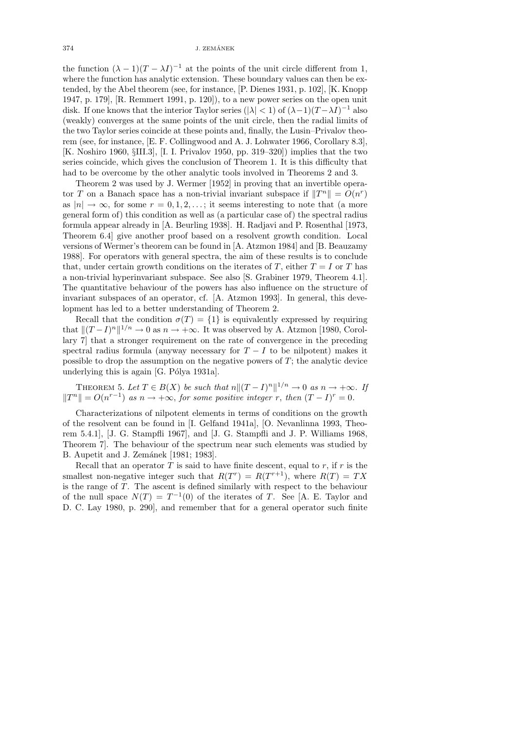the function $(\lambda - 1)(T - \lambda I)^{-1}$ at the points of the unit circle different from 1, where the function has analytic extension. These boundary values can then be extended, by the Abel theorem (see, for instance, [P. Dienes 1931, p. 102], [K. Knopp 1947, p. 179], [R. Remmert 1991, p. 120]), to a new power series on the open unit disk. If one knows that the interior Taylor series ($|\lambda| < 1$) of $(\lambda-1)(T-\lambda I)^{-1}$ also (weakly) converges at the same points of the unit circle, then the radial limits of the two Taylor series coincide at these points and, finally, the Lusin–Privalov theorem (see, for instance, [E. F. Collingwood and A. J. Lohwater 1966, Corollary 8.3], [K. Noshiro 1960, §III.3], [I. I. Privalov 1950, pp. 319–320]) implies that the two series coincide, which gives the conclusion of Theorem 1. It is this difficulty that had to be overcome by the other analytic tools involved in Theorems 2 and 3.

Theorem 2 was used by J. Wermer [1952] in proving that an invertible operator $T$ on a Banach space has a non-trivial invariant subspace if $\|T^n\| = O(n^r)$ as $|n| \to \infty$, for some $r = 0, 1, 2, \ldots$; it seems interesting to note that (a more general form of) this condition as well as (a particular case of) the spectral radius formula appear already in [A. Beurling 1938]. H. Radjavi and P. Rosenthal [1973, Theorem 6.4] give another proof based on a resolvent growth condition. Local versions of Wermer's theorem can be found in [A. Atzmon 1984] and [B. Beauzamy 1988]. For operators with general spectra, the aim of these results is to conclude that, under certain growth conditions on the iterates of $T$, either $T = I$ or $T$ has a non-trivial hyperinvariant subspace. See also [S. Grabiner 1979, Theorem 4.1]. The quantitative behaviour of the powers has also influence on the structure of invariant subspaces of an operator, cf. [A. Atzmon 1993]. In general, this development has led to a better understanding of Theorem 2.

Recall that the condition $\sigma(T) = \{1\}$ is equivalently expressed by requiring that $\|(T-I)^n\|^{1/n} \to 0$ as $n \to +\infty$. It was observed by A. Atzmon [1980, Corollary 7] that a stronger requirement on the rate of convergence in the preceding spectral radius formula (anyway necessary for $T - I$ to be nilpotent) makes it possible to drop the assumption on the negative powers of $T$; the analytic device underlying this is again [G. Pólya 1931a].

THEOREM 5. *Let $T \in B(X)$ be such that $n\|(T-I)^n\|^{1/n} \to 0$ as $n \to +\infty$. If $\|T^n\| = O(n^{r-1})$ as $n \to +\infty$, for some positive integer $r$, then $(T-I)^r = 0$.*

Characterizations of nilpotent elements in terms of conditions on the growth of the resolvent can be found in [I. Gelfand 1941a], [O. Nevanlinna 1993, Theorem 5.4.1], [J. G. Stampfli 1967], and [J. G. Stampfli and J. P. Williams 1968, Theorem 7]. The behaviour of the spectrum near such elements was studied by B. Aupetit and J. Zemánek [1981; 1983].

Recall that an operator $T$ is said to have finite descent, equal to $r$, if $r$ is the smallest non-negative integer such that $R(T^r) = R(T^{r+1})$, where $R(T) = TX$ is the range of $T$. The ascent is defined similarly with respect to the behaviour of the null space $N(T) = T^{-1}(0)$ of the iterates of $T$. See [A. E. Taylor and D. C. Lay 1980, p. 290], and remember that for a general operator such finite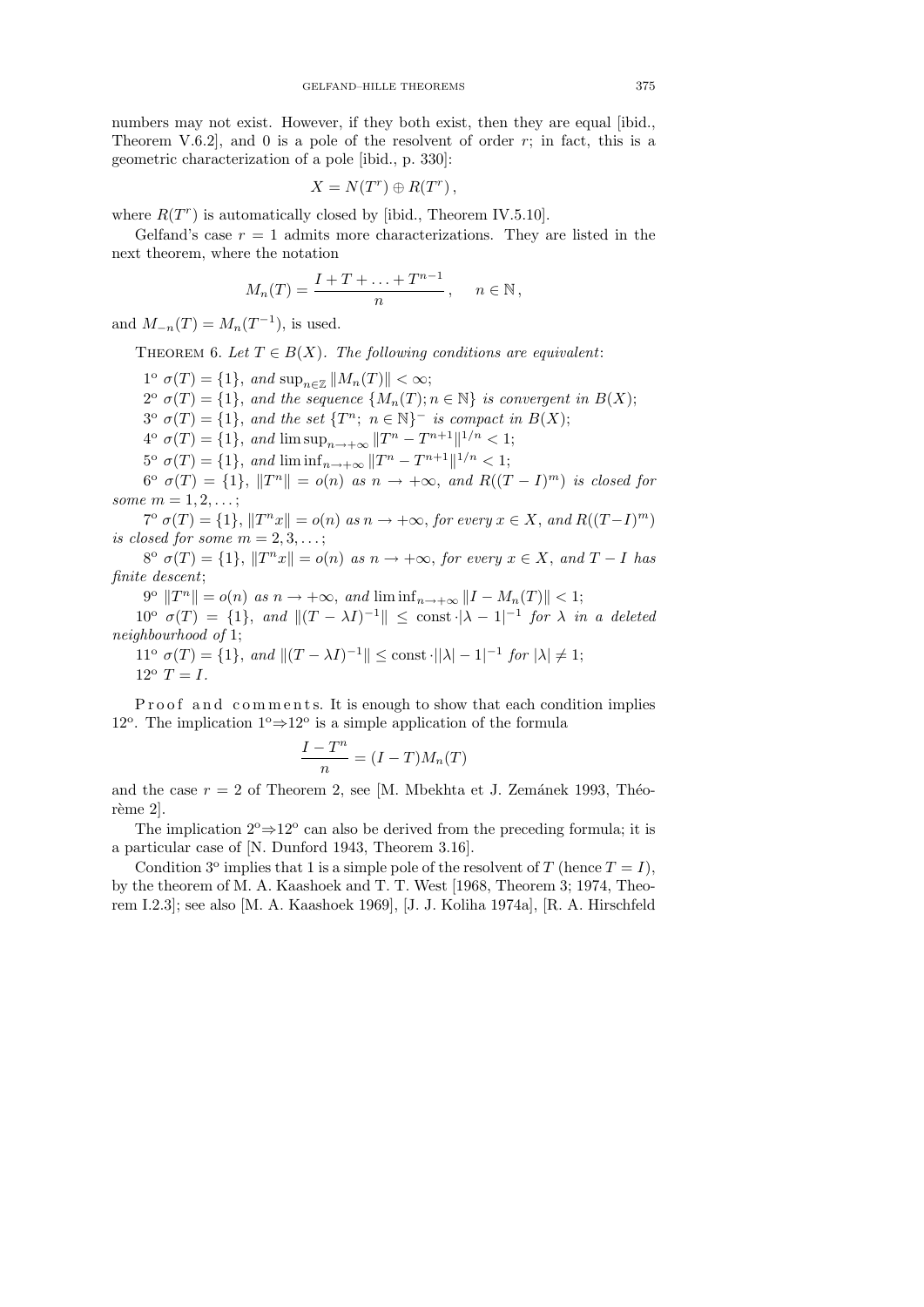numbers may not exist. However, if they both exist, then they are equal [ibid., Theorem V.6.2], and 0 is a pole of the resolvent of order $r$; in fact, this is a geometric characterization of a pole [ibid., p. 330]:

$$X = N(T^r) \oplus R(T^r),$$

where $R(T^r)$ is automatically closed by [ibid., Theorem IV.5.10].

Gelfand's case $r = 1$ admits more characterizations. They are listed in the next theorem, where the notation

$$M_n(T) = \frac{I + T + \ldots + T^{n-1}}{n}, \quad n \in \mathbb{N},$$

and $M_{-n}(T) = M_n(T^{-1})$, is used.

Theorem 6. *Let $T \in B(X)$. The following conditions are equivalent*:

$1^\circ$ $\sigma(T) = \{1\}$, *and* $\sup_{n\in\mathbb{Z}} \|M_n(T)\| < \infty$;

$2^\circ$ $\sigma(T) = \{1\}$, *and the sequence* $\{M_n(T); n \in \mathbb{N}\}$ *is convergent in* $B(X)$;

$3^\circ$ $\sigma(T) = \{1\}$, *and the set* $\{T^n;\ n \in \mathbb{N}\}^-$ *is compact in* $B(X)$;

$4^\circ$ $\sigma(T) = \{1\}$, *and* $\limsup_{n\to+\infty} \|T^n - T^{n+1}\|^{1/n} < 1$;

$5^\circ$ $\sigma(T) = \{1\}$, *and* $\liminf_{n\to+\infty} \|T^n - T^{n+1}\|^{1/n} < 1$;

$6^\circ$ $\sigma(T) = \{1\}$, $\|T^n\| = o(n)$ *as* $n \to +\infty$, *and* $R((T - I)^m)$ *is closed for some* $m = 1, 2, \ldots$;

$7^\circ$ $\sigma(T) = \{1\}$, $\|T^n x\| = o(n)$ *as* $n \to +\infty$, *for every* $x \in X$, *and* $R((T-I)^m)$ *is closed for some* $m = 2, 3, \ldots$;

$8^\circ$ $\sigma(T) = \{1\}$, $\|T^n x\| = o(n)$ *as* $n \to +\infty$, *for every* $x \in X$, *and* $T - I$ *has finite descent*;

$9^\circ$ $\|T^n\| = o(n)$ *as* $n \to +\infty$, *and* $\liminf_{n\to+\infty} \|I - M_n(T)\| < 1$;

$10^\circ$ $\sigma(T) = \{1\}$, *and* $\|(T - \lambda I)^{-1}\| \le \mathrm{const} \cdot |\lambda - 1|^{-1}$ *for* $\lambda$ *in a deleted neighbourhood of* 1;

$11^\circ$ $\sigma(T) = \{1\}$, *and* $\|(T - \lambda I)^{-1}\| \le \mathrm{const} \cdot ||\lambda| - 1|^{-1}$ *for* $|\lambda| \ne 1$;

$12^\circ$ $T = I$.

Proof and comments. It is enough to show that each condition implies $12^\circ$. The implication $1^\circ \Rightarrow 12^\circ$ is a simple application of the formula

$$\frac{I - T^n}{n} = (I - T) M_n(T)$$

and the case $r = 2$ of Theorem 2, see [M. Mbekhta et J. Zemánek 1993, Théorème 2].

The implication $2^\circ \Rightarrow 12^\circ$ can also be derived from the preceding formula; it is a particular case of [N. Dunford 1943, Theorem 3.16].

Condition $3^\circ$ implies that 1 is a simple pole of the resolvent of $T$ (hence $T = I$), by the theorem of M. A. Kaashoek and T. T. West [1968, Theorem 3; 1974, Theorem I.2.3]; see also [M. A. Kaashoek 1969], [J. J. Koliha 1974a], [R. A. Hirschfeld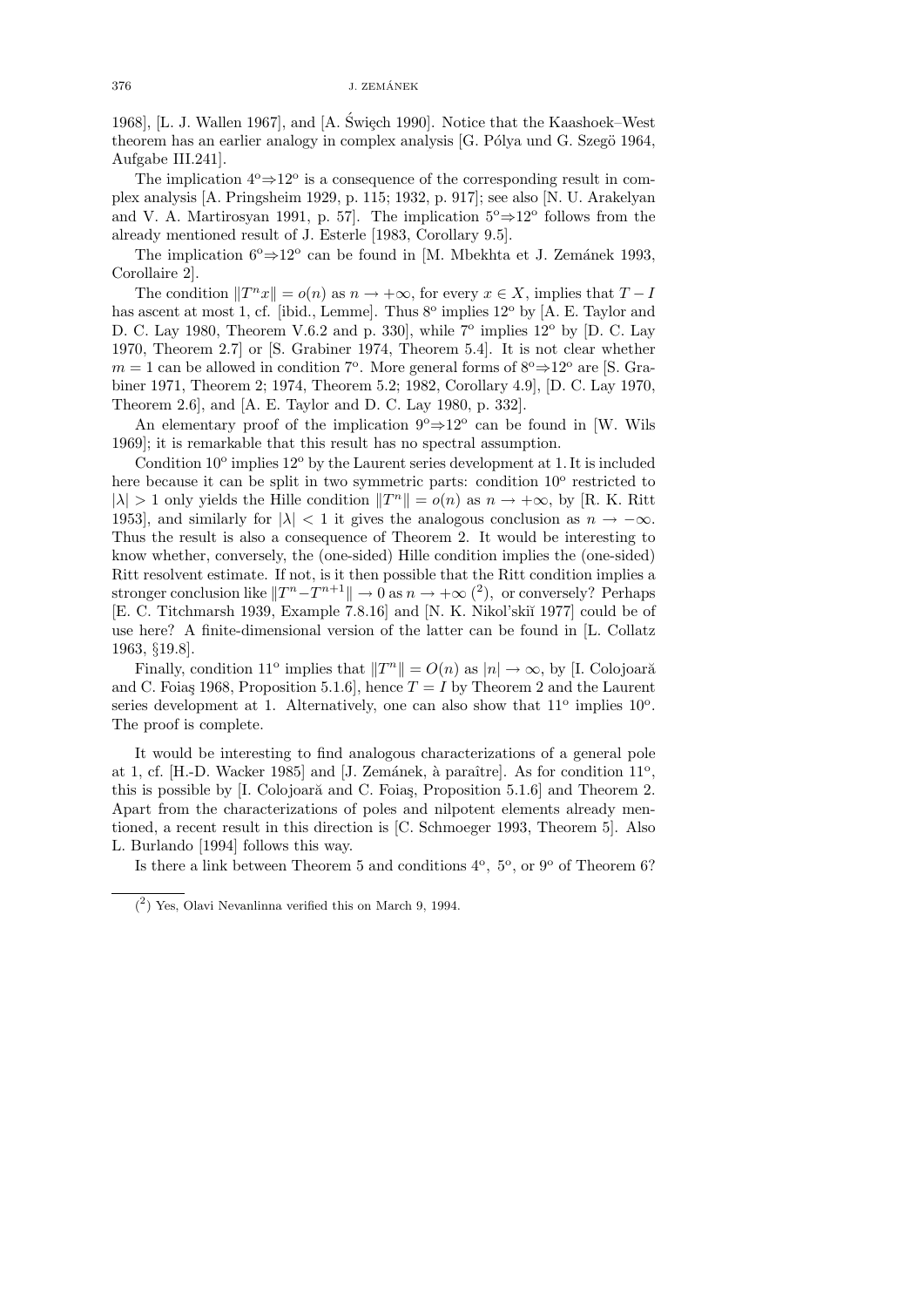1968], [L. J. Wallen 1967], and [A. Święch 1990]. Notice that the Kaashoek–West theorem has an earlier analogy in complex analysis [G. Pólya und G. Szegö 1964, Aufgabe III.241].

The implication 4°⇒12° is a consequence of the corresponding result in complex analysis [A. Pringsheim 1929, p. 115; 1932, p. 917]; see also [N. U. Arakelyan and V. A. Martirosyan 1991, p. 57]. The implication 5°⇒12° follows from the already mentioned result of J. Esterle [1983, Corollary 9.5].

The implication 6°⇒12° can be found in [M. Mbekhta et J. Zemánek 1993, Corollaire 2].

The condition $\|T^n x\| = o(n)$ as $n \to +\infty$, for every $x \in X$, implies that $T - I$ has ascent at most 1, cf. [ibid., Lemme]. Thus 8° implies 12° by [A. E. Taylor and D. C. Lay 1980, Theorem V.6.2 and p. 330], while 7° implies 12° by [D. C. Lay 1970, Theorem 2.7] or [S. Grabiner 1974, Theorem 5.4]. It is not clear whether $m = 1$ can be allowed in condition 7°. More general forms of 8°⇒12° are [S. Grabiner 1971, Theorem 2; 1974, Theorem 5.2; 1982, Corollary 4.9], [D. C. Lay 1970, Theorem 2.6], and [A. E. Taylor and D. C. Lay 1980, p. 332].

An elementary proof of the implication 9°⇒12° can be found in [W. Wils 1969]; it is remarkable that this result has no spectral assumption.

Condition 10° implies 12° by the Laurent series development at 1. It is included here because it can be split in two symmetric parts: condition 10° restricted to $|\lambda| > 1$ only yields the Hille condition $\|T^n\| = o(n)$ as $n \to +\infty$, by [R. K. Ritt 1953], and similarly for $|\lambda| < 1$ it gives the analogous conclusion as $n \to -\infty$. Thus the result is also a consequence of Theorem 2. It would be interesting to know whether, conversely, the (one-sided) Hille condition implies the (one-sided) Ritt resolvent estimate. If not, is it then possible that the Ritt condition implies a stronger conclusion like $\|T^n - T^{n+1}\| \to 0$ as $n \to +\infty$ [2], or conversely? Perhaps [E. C. Titchmarsh 1939, Example 7.8.16] and [N. K. Nikol'skiĭ 1977] could be of use here? A finite-dimensional version of the latter can be found in [L. Collatz 1963, §19.8].

Finally, condition 11° implies that $\|T^n\| = O(n)$ as $|n| \to \infty$, by [I. Colojoară and C. Foiaş 1968, Proposition 5.1.6], hence $T = I$ by Theorem 2 and the Laurent series development at 1. Alternatively, one can also show that 11° implies 10°. The proof is complete.

It would be interesting to find analogous characterizations of a general pole at 1, cf. [H.-D. Wacker 1985] and [J. Zemánek, à paraître]. As for condition 11°, this is possible by [I. Colojoară and C. Foiaş, Proposition 5.1.6] and Theorem 2. Apart from the characterizations of poles and nilpotent elements already mentioned, a recent result in this direction is [C. Schmoeger 1993, Theorem 5]. Also L. Burlando [1994] follows this way.

Is there a link between Theorem 5 and conditions 4°, 5°, or 9° of Theorem 6?

---

[2] Yes, Olavi Nevanlinna verified this on March 9, 1994.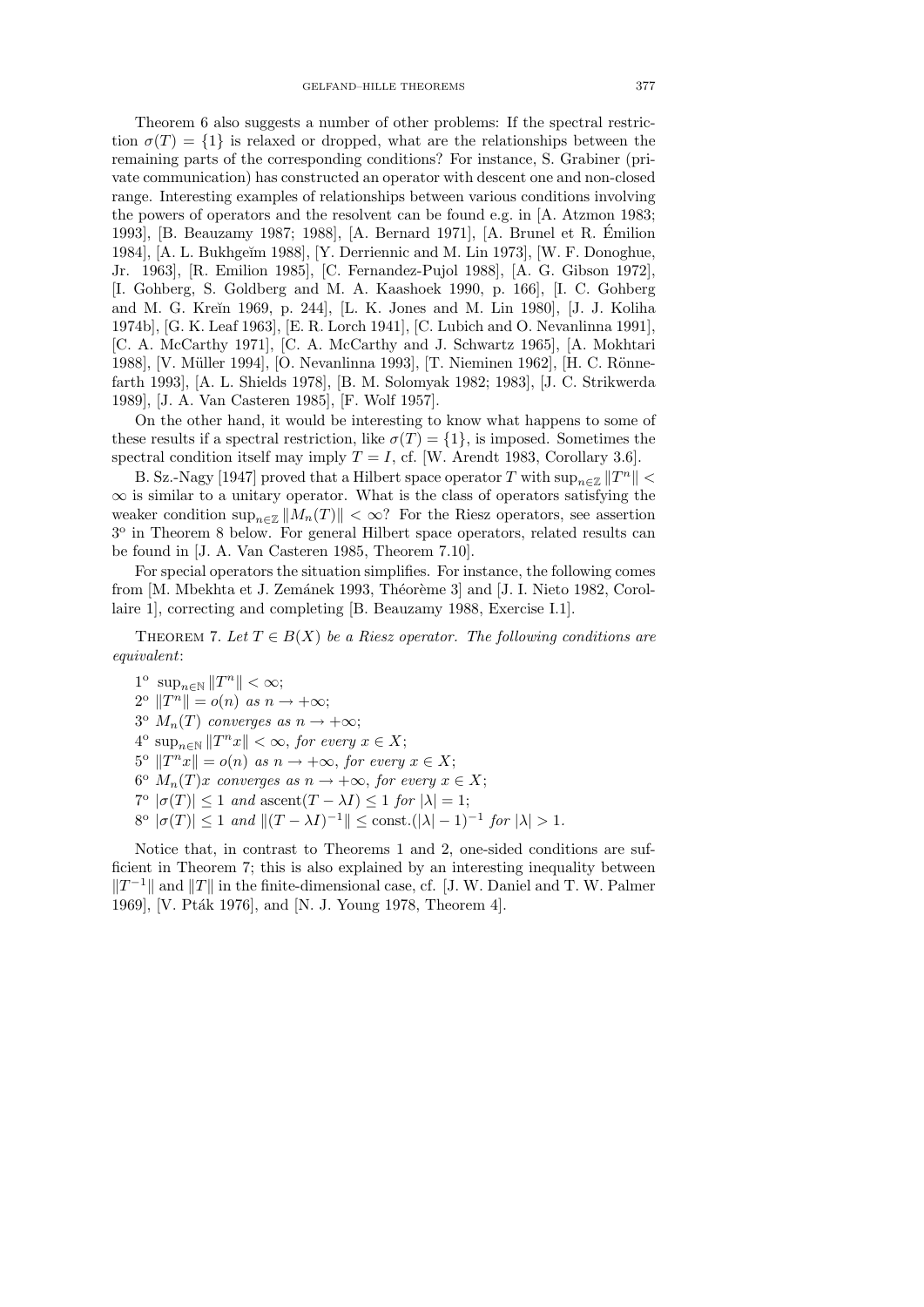Theorem 6 also suggests a number of other problems: If the spectral restriction $\sigma(T) = \{1\}$ is relaxed or dropped, what are the relationships between the remaining parts of the corresponding conditions? For instance, S. Grabiner (private communication) has constructed an operator with descent one and non-closed range. Interesting examples of relationships between various conditions involving the powers of operators and the resolvent can be found e.g. in [A. Atzmon 1983; 1993], [B. Beauzamy 1987; 1988], [A. Bernard 1971], [A. Brunel et R. Émilion 1984], [A. L. Bukhgeĭm 1988], [Y. Derriennic and M. Lin 1973], [W. F. Donoghue, Jr. 1963], [R. Emilion 1985], [C. Fernandez-Pujol 1988], [A. G. Gibson 1972], [I. Gohberg, S. Goldberg and M. A. Kaashoek 1990, p. 166], [I. C. Gohberg and M. G. Kreĭn 1969, p. 244], [L. K. Jones and M. Lin 1980], [J. J. Koliha 1974b], [G. K. Leaf 1963], [E. R. Lorch 1941], [C. Lubich and O. Nevanlinna 1991], [C. A. McCarthy 1971], [C. A. McCarthy and J. Schwartz 1965], [A. Mokhtari 1988], [V. Müller 1994], [O. Nevanlinna 1993], [T. Nieminen 1962], [H. C. Rönnefarth 1993], [A. L. Shields 1978], [B. M. Solomyak 1982; 1983], [J. C. Strikwerda 1989], [J. A. Van Casteren 1985], [F. Wolf 1957].

On the other hand, it would be interesting to know what happens to some of these results if a spectral restriction, like $\sigma(T) = \{1\}$, is imposed. Sometimes the spectral condition itself may imply $T = I$, cf. [W. Arendt 1983, Corollary 3.6].

B. Sz.-Nagy [1947] proved that a Hilbert space operator $T$ with $\sup_{n\in\mathbb{Z}} \|T^n\| < \infty$ is similar to a unitary operator. What is the class of operators satisfying the weaker condition $\sup_{n\in\mathbb{Z}} \|M_n(T)\| < \infty$? For the Riesz operators, see assertion 3° in Theorem 8 below. For general Hilbert space operators, related results can be found in [J. A. Van Casteren 1985, Theorem 7.10].

For special operators the situation simplifies. For instance, the following comes from [M. Mbekhta et J. Zemánek 1993, Théorème 3] and [J. I. Nieto 1982, Corollaire 1], correcting and completing [B. Beauzamy 1988, Exercise I.1].

Theorem 7. *Let $T \in B(X)$ be a Riesz operator. The following conditions are equivalent*:

1° $\sup_{n\in\mathbb{N}} \|T^n\| < \infty$;
2° $\|T^n\| = o(n)$ *as* $n \to +\infty$;
3° $M_n(T)$ *converges as* $n \to +\infty$;
4° $\sup_{n\in\mathbb{N}} \|T^n x\| < \infty$, *for every* $x \in X$;
5° $\|T^n x\| = o(n)$ *as* $n \to +\infty$, *for every* $x \in X$;
6° $M_n(T)x$ *converges as* $n \to +\infty$, *for every* $x \in X$;
7° $|\sigma(T)| \le 1$ *and* $\operatorname{ascent}(T - \lambda I) \le 1$ *for* $|\lambda| = 1$;
8° $|\sigma(T)| \le 1$ *and* $\|(T - \lambda I)^{-1}\| \le \text{const.}(|\lambda| - 1)^{-1}$ *for* $|\lambda| > 1$.

Notice that, in contrast to Theorems 1 and 2, one-sided conditions are sufficient in Theorem 7; this is also explained by an interesting inequality between $\|T^{-1}\|$ and $\|T\|$ in the finite-dimensional case, cf. [J. W. Daniel and T. W. Palmer 1969], [V. Pták 1976], and [N. J. Young 1978, Theorem 4].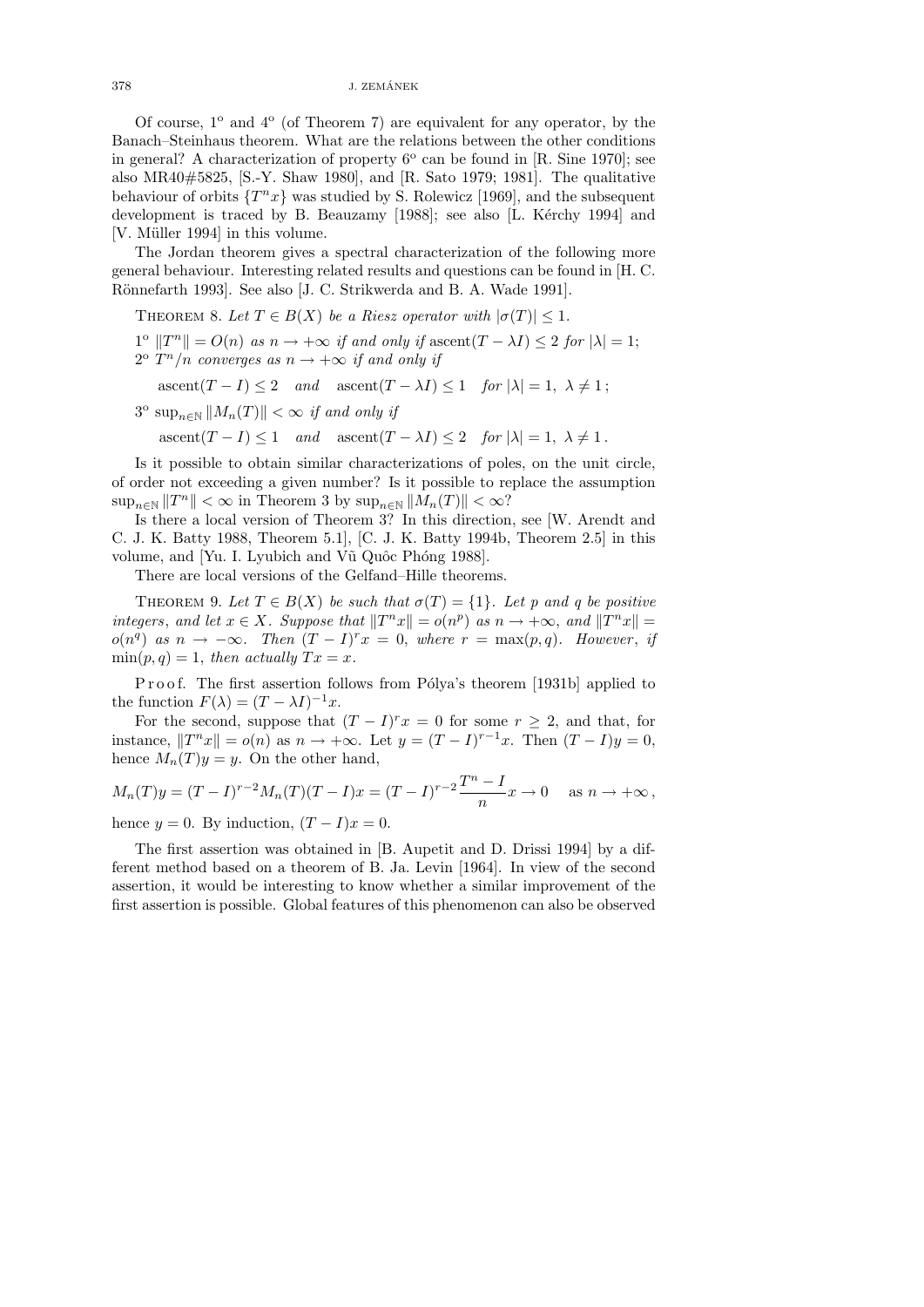Of course, 1° and 4° (of Theorem 7) are equivalent for any operator, by the Banach–Steinhaus theorem. What are the relations between the other conditions in general? A characterization of property 6° can be found in [R. Sine 1970]; see also MR40#5825, [S.-Y. Shaw 1980], and [R. Sato 1979; 1981]. The qualitative behaviour of orbits $\{T^n x\}$ was studied by S. Rolewicz [1969], and the subsequent development is traced by B. Beauzamy [1988]; see also [L. Kérchy 1994] and [V. Müller 1994] in this volume.

The Jordan theorem gives a spectral characterization of the following more general behaviour. Interesting related results and questions can be found in [H. C. Rönnefarth 1993]. See also [J. C. Strikwerda and B. A. Wade 1991].

THEOREM 8. *Let $T \in B(X)$ be a Riesz operator with $|\sigma(T)| \le 1$.*

1° $\|T^n\| = O(n)$ *as* $n \to +\infty$ *if and only if* $\operatorname{ascent}(T - \lambda I) \le 2$ *for* $|\lambda| = 1$;

2° $T^n/n$ *converges as* $n \to +\infty$ *if and only if*

$$\operatorname{ascent}(T - I) \le 2 \quad \text{and} \quad \operatorname{ascent}(T - \lambda I) \le 1 \quad \text{for } |\lambda| = 1,\ \lambda \ne 1\,;$$

3° $\sup_{n\in\mathbb{N}} \|M_n(T)\| < \infty$ *if and only if*

$$\operatorname{ascent}(T - I) \le 1 \quad \text{and} \quad \operatorname{ascent}(T - \lambda I) \le 2 \quad \text{for } |\lambda| = 1,\ \lambda \ne 1\,.$$

Is it possible to obtain similar characterizations of poles, on the unit circle, of order not exceeding a given number? Is it possible to replace the assumption $\sup_{n\in\mathbb{N}} \|T^n\| < \infty$ in Theorem 3 by $\sup_{n\in\mathbb{N}} \|M_n(T)\| < \infty$?

Is there a local version of Theorem 3? In this direction, see [W. Arendt and C. J. K. Batty 1988, Theorem 5.1], [C. J. K. Batty 1994b, Theorem 2.5] in this volume, and [Yu. I. Lyubich and Vũ Quôc Phóng 1988].

There are local versions of the Gelfand–Hille theorems.

THEOREM 9. *Let $T \in B(X)$ be such that $\sigma(T) = \{1\}$. Let $p$ and $q$ be positive integers, and let $x \in X$. Suppose that $\|T^n x\| = o(n^p)$ as $n \to +\infty$, and $\|T^n x\| = o(n^q)$ as $n \to -\infty$. Then $(T - I)^r x = 0$, where $r = \max(p, q)$. However, if $\min(p, q) = 1$, then actually $Tx = x$.*

Proof. The first assertion follows from Pólya's theorem [1931b] applied to the function $F(\lambda) = (T - \lambda I)^{-1} x$.

For the second, suppose that $(T - I)^r x = 0$ for some $r \ge 2$, and that, for instance, $\|T^n x\| = o(n)$ as $n \to +\infty$. Let $y = (T - I)^{r-1} x$. Then $(T - I)y = 0$, hence $M_n(T)y = y$. On the other hand,

$$M_n(T)y = (T - I)^{r-2} M_n(T)(T - I)x = (T - I)^{r-2} \frac{T^n - I}{n} x \to 0 \quad \text{as } n \to +\infty\,,$$

hence $y = 0$. By induction, $(T - I)x = 0$.

The first assertion was obtained in [B. Aupetit and D. Drissi 1994] by a different method based on a theorem of B. Ja. Levin [1964]. In view of the second assertion, it would be interesting to know whether a similar improvement of the first assertion is possible. Global features of this phenomenon can also be observed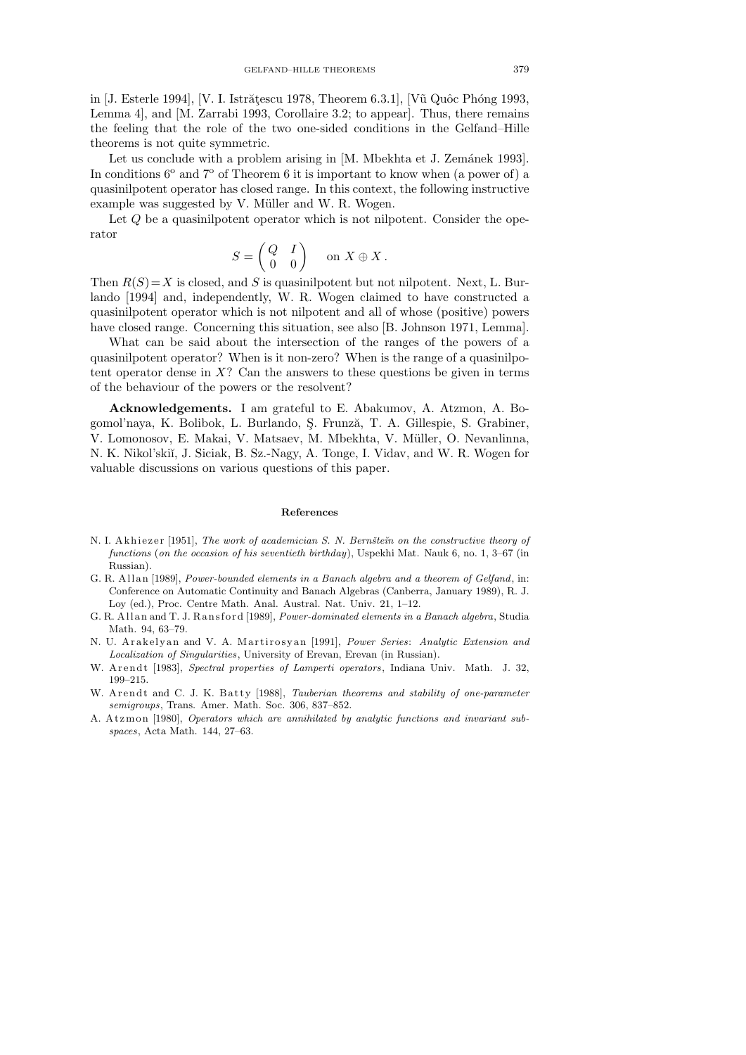in [J. Esterle 1994], [V. I. Istrăţescu 1978, Theorem 6.3.1], [Vũ Quôc Phóng 1993, Lemma 4], and [M. Zarrabi 1993, Corollaire 3.2; to appear]. Thus, there remains the feeling that the role of the two one-sided conditions in the Gelfand–Hille theorems is not quite symmetric.

Let us conclude with a problem arising in [M. Mbekhta et J. Zemánek 1993]. In conditions 6° and 7° of Theorem 6 it is important to know when (a power of) a quasinilpotent operator has closed range. In this context, the following instructive example was suggested by V. Müller and W. R. Wogen.

Let $Q$ be a quasinilpotent operator which is not nilpotent. Consider the operator

$$S = \begin{pmatrix} Q & I \\ 0 & 0 \end{pmatrix} \quad \text{on } X \oplus X \,.$$

Then $R(S) = X$ is closed, and $S$ is quasinilpotent but not nilpotent. Next, L. Burlando [1994] and, independently, W. R. Wogen claimed to have constructed a quasinilpotent operator which is not nilpotent and all of whose (positive) powers have closed range. Concerning this situation, see also [B. Johnson 1971, Lemma].

What can be said about the intersection of the ranges of the powers of a quasinilpotent operator? When is it non-zero? When is the range of a quasinilpotent operator dense in $X$? Can the answers to these questions be given in terms of the behaviour of the powers or the resolvent?

**Acknowledgements.** I am grateful to E. Abakumov, A. Atzmon, A. Bogomol'naya, K. Bolibok, L. Burlando, Ş. Frunză, T. A. Gillespie, S. Grabiner, V. Lomonosov, E. Makai, V. Matsaev, M. Mbekhta, V. Müller, O. Nevanlinna, N. K. Nikol'skiĭ, J. Siciak, B. Sz.-Nagy, A. Tonge, I. Vidav, and W. R. Wogen for valuable discussions on various questions of this paper.

## References

N. I. Akhiezer [1951], *The work of academician S. N. Bernšteĭn on the constructive theory of functions* (*on the occasion of his seventieth birthday*), Uspekhi Mat. Nauk 6, no. 1, 3–67 (in Russian).

G. R. Allan [1989], *Power-bounded elements in a Banach algebra and a theorem of Gelfand*, in: Conference on Automatic Continuity and Banach Algebras (Canberra, January 1989), R. J. Loy (ed.), Proc. Centre Math. Anal. Austral. Nat. Univ. 21, 1–12.

G. R. Allan and T. J. Ransford [1989], *Power-dominated elements in a Banach algebra*, Studia Math. 94, 63–79.

N. U. Arakelyan and V. A. Martirosyan [1991], *Power Series*: *Analytic Extension and Localization of Singularities*, University of Erevan, Erevan (in Russian).

W. Arendt [1983], *Spectral properties of Lamperti operators*, Indiana Univ. Math. J. 32, 199–215.

W. Arendt and C. J. K. Batty [1988], *Tauberian theorems and stability of one-parameter semigroups*, Trans. Amer. Math. Soc. 306, 837–852.

A. Atzmon [1980], *Operators which are annihilated by analytic functions and invariant subspaces*, Acta Math. 144, 27–63.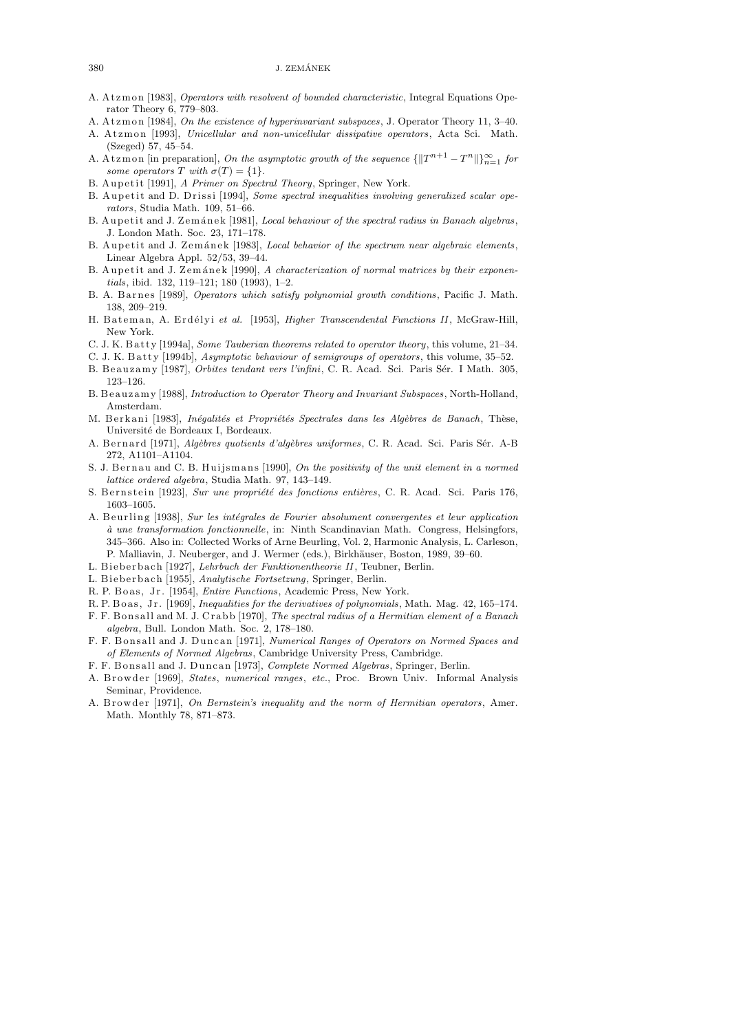A. Atzmon [1983], *Operators with resolvent of bounded characteristic*, Integral Equations Operator Theory 6, 779–803.

A. Atzmon [1984], *On the existence of hyperinvariant subspaces*, J. Operator Theory 11, 3–40.

A. Atzmon [1993], *Unicellular and non-unicellular dissipative operators*, Acta Sci. Math. (Szeged) 57, 45–54.

A. Atzmon [in preparation], *On the asymptotic growth of the sequence* $\{\|T^{n+1} - T^n\|\}_{n=1}^{\infty}$ *for some operators* $T$ *with* $\sigma(T) = \{1\}$.

B. Aupetit [1991], *A Primer on Spectral Theory*, Springer, New York.

B. Aupetit and D. Drissi [1994], *Some spectral inequalities involving generalized scalar operators*, Studia Math. 109, 51–66.

B. Aupetit and J. Zemánek [1981], *Local behaviour of the spectral radius in Banach algebras*, J. London Math. Soc. 23, 171–178.

B. Aupetit and J. Zemánek [1983], *Local behavior of the spectrum near algebraic elements*, Linear Algebra Appl. 52/53, 39–44.

B. Aupetit and J. Zemánek [1990], *A characterization of normal matrices by their exponentials*, ibid. 132, 119–121; 180 (1993), 1–2.

B. A. Barnes [1989], *Operators which satisfy polynomial growth conditions*, Pacific J. Math. 138, 209–219.

H. Bateman, A. Erdélyi *et al.* [1953], *Higher Transcendental Functions II*, McGraw-Hill, New York.

C. J. K. Batty [1994a], *Some Tauberian theorems related to operator theory*, this volume, 21–34.

C. J. K. Batty [1994b], *Asymptotic behaviour of semigroups of operators*, this volume, 35–52.

B. Beauzamy [1987], *Orbites tendant vers l'infini*, C. R. Acad. Sci. Paris Sér. I Math. 305, 123–126.

B. Beauzamy [1988], *Introduction to Operator Theory and Invariant Subspaces*, North-Holland, Amsterdam.

M. Berkani [1983], *Inégalités et Propriétés Spectrales dans les Algèbres de Banach*, Thèse, Université de Bordeaux I, Bordeaux.

A. Bernard [1971], *Algèbres quotients d'algèbres uniformes*, C. R. Acad. Sci. Paris Sér. A-B 272, A1101–A1104.

S. J. Bernau and C. B. Huijsmans [1990], *On the positivity of the unit element in a normed lattice ordered algebra*, Studia Math. 97, 143–149.

S. Bernstein [1923], *Sur une propriété des fonctions entières*, C. R. Acad. Sci. Paris 176, 1603–1605.

A. Beurling [1938], *Sur les intégrales de Fourier absolument convergentes et leur application à une transformation fonctionnelle*, in: Ninth Scandinavian Math. Congress, Helsingfors, 345–366. Also in: Collected Works of Arne Beurling, Vol. 2, Harmonic Analysis, L. Carleson, P. Malliavin, J. Neuberger, and J. Wermer (eds.), Birkhäuser, Boston, 1989, 39–60.

L. Bieberbach [1927], *Lehrbuch der Funktionentheorie II*, Teubner, Berlin.

L. Bieberbach [1955], *Analytische Fortsetzung*, Springer, Berlin.

R. P. Boas, Jr. [1954], *Entire Functions*, Academic Press, New York.

R. P. Boas, Jr. [1969], *Inequalities for the derivatives of polynomials*, Math. Mag. 42, 165–174.

F. F. Bonsall and M. J. Crabb [1970], *The spectral radius of a Hermitian element of a Banach algebra*, Bull. London Math. Soc. 2, 178–180.

F. F. Bonsall and J. Duncan [1971], *Numerical Ranges of Operators on Normed Spaces and of Elements of Normed Algebras*, Cambridge University Press, Cambridge.

F. F. Bonsall and J. Duncan [1973], *Complete Normed Algebras*, Springer, Berlin.

A. Browder [1969], *States, numerical ranges, etc.*, Proc. Brown Univ. Informal Analysis Seminar, Providence.

A. Browder [1971], *On Bernstein's inequality and the norm of Hermitian operators*, Amer. Math. Monthly 78, 871–873.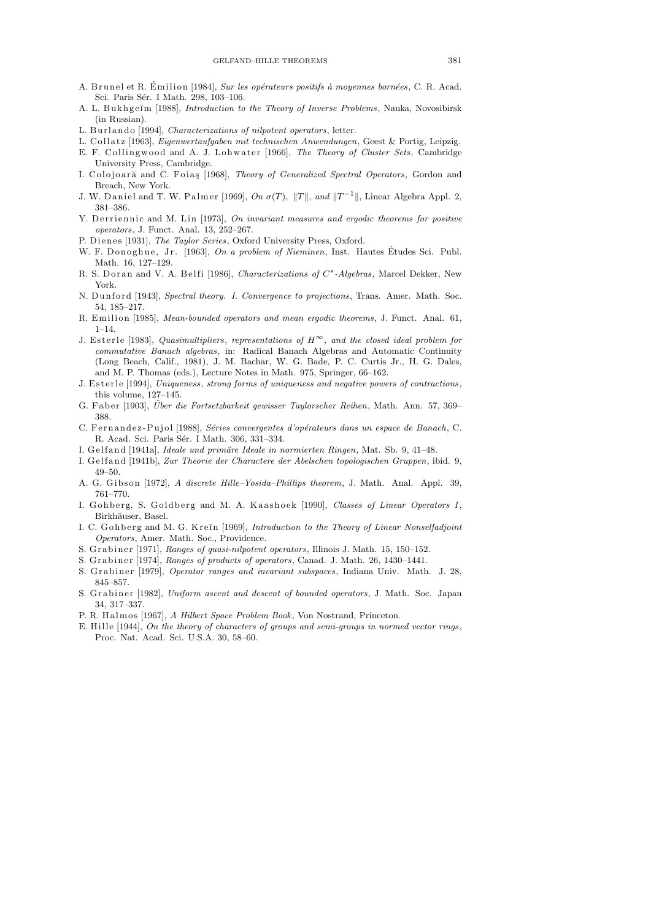A. Brunel et R. Émilion [1984], *Sur les opérateurs positifs à moyennes bornées*, C. R. Acad. Sci. Paris Sér. I Math. 298, 103–106.

A. L. Bukhgeĭm [1988], *Introduction to the Theory of Inverse Problems*, Nauka, Novosibirsk (in Russian).

L. Burlando [1994], *Characterizations of nilpotent operators*, letter.

L. Collatz [1963], *Eigenwertaufgaben mit technischen Anwendungen*, Geest & Portig, Leipzig.

E. F. Collingwood and A. J. Lohwater [1966], *The Theory of Cluster Sets*, Cambridge University Press, Cambridge.

I. Colojoară and C. Foiaş [1968], *Theory of Generalized Spectral Operators*, Gordon and Breach, New York.

J. W. Daniel and T. W. Palmer [1969], *On $\sigma(T)$, $\|T\|$, and $\|T^{-1}\|$*, Linear Algebra Appl. 2, 381–386.

Y. Derriennic and M. Lin [1973], *On invariant measures and ergodic theorems for positive operators*, J. Funct. Anal. 13, 252–267.

P. Dienes [1931], *The Taylor Series*, Oxford University Press, Oxford.

W. F. Donoghue, Jr. [1963], *On a problem of Nieminen*, Inst. Hautes Études Sci. Publ. Math. 16, 127–129.

R. S. Doran and V. A. Belfi [1986], *Characterizations of $C^*$-Algebras*, Marcel Dekker, New York.

N. Dunford [1943], *Spectral theory. I. Convergence to projections*, Trans. Amer. Math. Soc. 54, 185–217.

R. Emilion [1985], *Mean-bounded operators and mean ergodic theorems*, J. Funct. Anal. 61, 1–14.

J. Esterle [1983], *Quasimultipliers, representations of $H^\infty$, and the closed ideal problem for commutative Banach algebras*, in: Radical Banach Algebras and Automatic Continuity (Long Beach, Calif., 1981), J. M. Bachar, W. G. Bade, P. C. Curtis Jr., H. G. Dales, and M. P. Thomas (eds.), Lecture Notes in Math. 975, Springer, 66–162.

J. Esterle [1994], *Uniqueness, strong forms of uniqueness and negative powers of contractions*, this volume, 127–145.

G. Faber [1903], *Über die Fortsetzbarkeit gewisser Taylorscher Reihen*, Math. Ann. 57, 369–388.

C. Fernandez-Pujol [1988], *Séries convergentes d'opérateurs dans un espace de Banach*, C. R. Acad. Sci. Paris Sér. I Math. 306, 331–334.

I. Gelfand [1941a], *Ideale und primäre Ideale in normierten Ringen*, Mat. Sb. 9, 41–48.

I. Gelfand [1941b], *Zur Theorie der Charactere der Abelschen topologischen Gruppen*, ibid. 9, 49–50.

A. G. Gibson [1972], *A discrete Hille–Yosida–Phillips theorem*, J. Math. Anal. Appl. 39, 761–770.

I. Gohberg, S. Goldberg and M. A. Kaashoek [1990], *Classes of Linear Operators I*, Birkhäuser, Basel.

I. C. Gohberg and M. G. Kreĭn [1969], *Introduction to the Theory of Linear Nonselfadjoint Operators*, Amer. Math. Soc., Providence.

S. Grabiner [1971], *Ranges of quasi-nilpotent operators*, Illinois J. Math. 15, 150–152.

S. Grabiner [1974], *Ranges of products of operators*, Canad. J. Math. 26, 1430–1441.

S. Grabiner [1979], *Operator ranges and invariant subspaces*, Indiana Univ. Math. J. 28, 845–857.

S. Grabiner [1982], *Uniform ascent and descent of bounded operators*, J. Math. Soc. Japan 34, 317–337.

P. R. Halmos [1967], *A Hilbert Space Problem Book*, Von Nostrand, Princeton.

E. Hille [1944], *On the theory of characters of groups and semi-groups in normed vector rings*, Proc. Nat. Acad. Sci. U.S.A. 30, 58–60.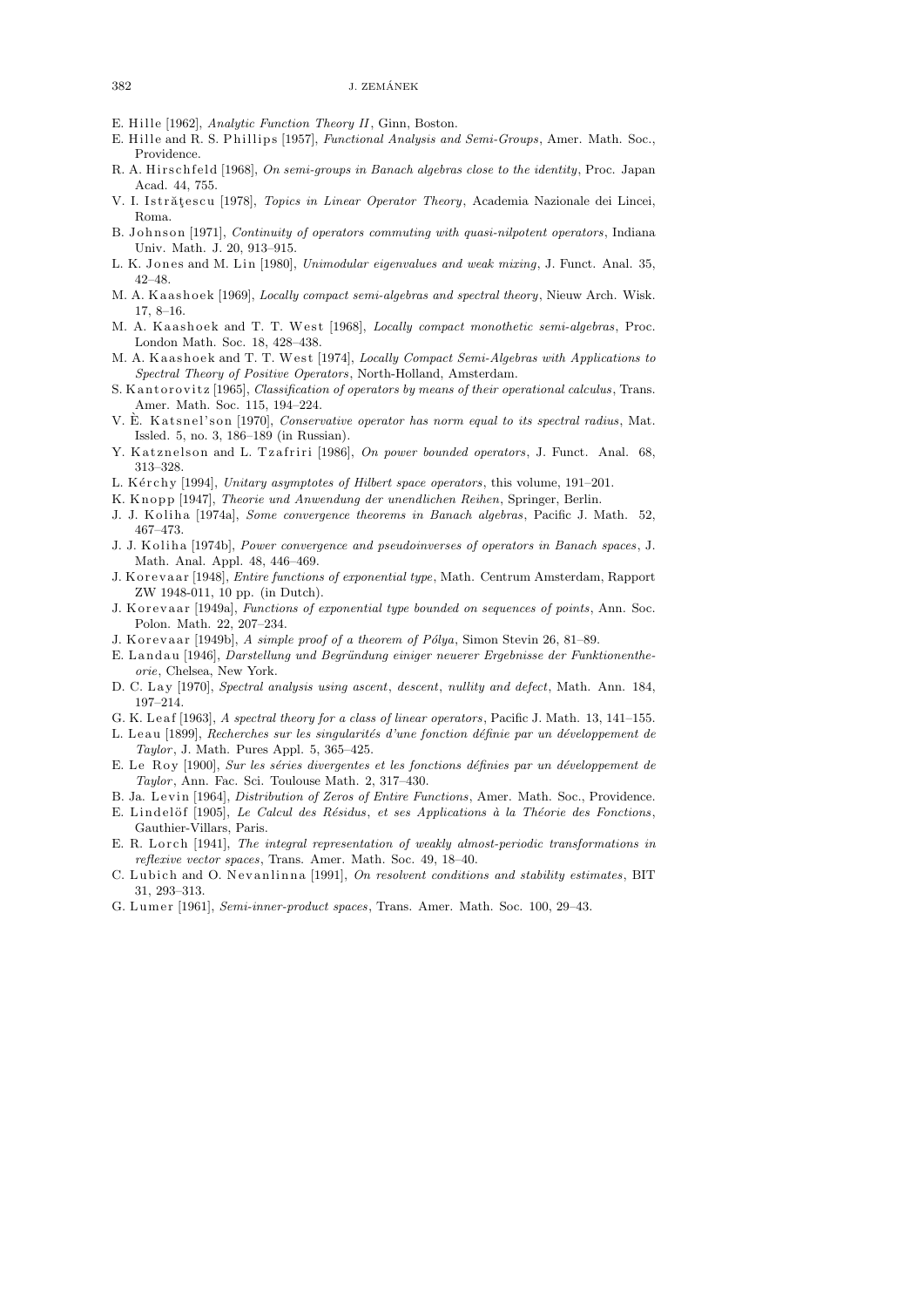E. Hille [1962], *Analytic Function Theory II*, Ginn, Boston.

E. Hille and R. S. Phillips [1957], *Functional Analysis and Semi-Groups*, Amer. Math. Soc., Providence.

R. A. Hirschfeld [1968], *On semi-groups in Banach algebras close to the identity*, Proc. Japan Acad. 44, 755.

V. I. Istrăţescu [1978], *Topics in Linear Operator Theory*, Academia Nazionale dei Lincei, Roma.

B. Johnson [1971], *Continuity of operators commuting with quasi-nilpotent operators*, Indiana Univ. Math. J. 20, 913–915.

L. K. Jones and M. Lin [1980], *Unimodular eigenvalues and weak mixing*, J. Funct. Anal. 35, 42–48.

M. A. Kaashoek [1969], *Locally compact semi-algebras and spectral theory*, Nieuw Arch. Wisk. 17, 8–16.

M. A. Kaashoek and T. T. West [1968], *Locally compact monothetic semi-algebras*, Proc. London Math. Soc. 18, 428–438.

M. A. Kaashoek and T. T. West [1974], *Locally Compact Semi-Algebras with Applications to Spectral Theory of Positive Operators*, North-Holland, Amsterdam.

S. Kantorovitz [1965], *Classification of operators by means of their operational calculus*, Trans. Amer. Math. Soc. 115, 194–224.

V. È. Katsnel'son [1970], *Conservative operator has norm equal to its spectral radius*, Mat. Issled. 5, no. 3, 186–189 (in Russian).

Y. Katznelson and L. Tzafriri [1986], *On power bounded operators*, J. Funct. Anal. 68, 313–328.

L. Kérchy [1994], *Unitary asymptotes of Hilbert space operators*, this volume, 191–201.

K. Knopp [1947], *Theorie und Anwendung der unendlichen Reihen*, Springer, Berlin.

J. J. Koliha [1974a], *Some convergence theorems in Banach algebras*, Pacific J. Math. 52, 467–473.

J. J. Koliha [1974b], *Power convergence and pseudoinverses of operators in Banach spaces*, J. Math. Anal. Appl. 48, 446–469.

J. Korevaar [1948], *Entire functions of exponential type*, Math. Centrum Amsterdam, Rapport ZW 1948-011, 10 pp. (in Dutch).

J. Korevaar [1949a], *Functions of exponential type bounded on sequences of points*, Ann. Soc. Polon. Math. 22, 207–234.

J. Korevaar [1949b], *A simple proof of a theorem of Pólya*, Simon Stevin 26, 81–89.

E. Landau [1946], *Darstellung und Begründung einiger neuerer Ergebnisse der Funktionentheorie*, Chelsea, New York.

D. C. Lay [1970], *Spectral analysis using ascent, descent, nullity and defect*, Math. Ann. 184, 197–214.

G. K. Leaf [1963], *A spectral theory for a class of linear operators*, Pacific J. Math. 13, 141–155.

L. Leau [1899], *Recherches sur les singularités d'une fonction définie par un développement de Taylor*, J. Math. Pures Appl. 5, 365–425.

E. Le Roy [1900], *Sur les séries divergentes et les fonctions définies par un développement de Taylor*, Ann. Fac. Sci. Toulouse Math. 2, 317–430.

B. Ja. Levin [1964], *Distribution of Zeros of Entire Functions*, Amer. Math. Soc., Providence.

E. Lindelöf [1905], *Le Calcul des Résidus, et ses Applications à la Théorie des Fonctions*, Gauthier-Villars, Paris.

E. R. Lorch [1941], *The integral representation of weakly almost-periodic transformations in reflexive vector spaces*, Trans. Amer. Math. Soc. 49, 18–40.

C. Lubich and O. Nevanlinna [1991], *On resolvent conditions and stability estimates*, BIT 31, 293–313.

G. Lumer [1961], *Semi-inner-product spaces*, Trans. Amer. Math. Soc. 100, 29–43.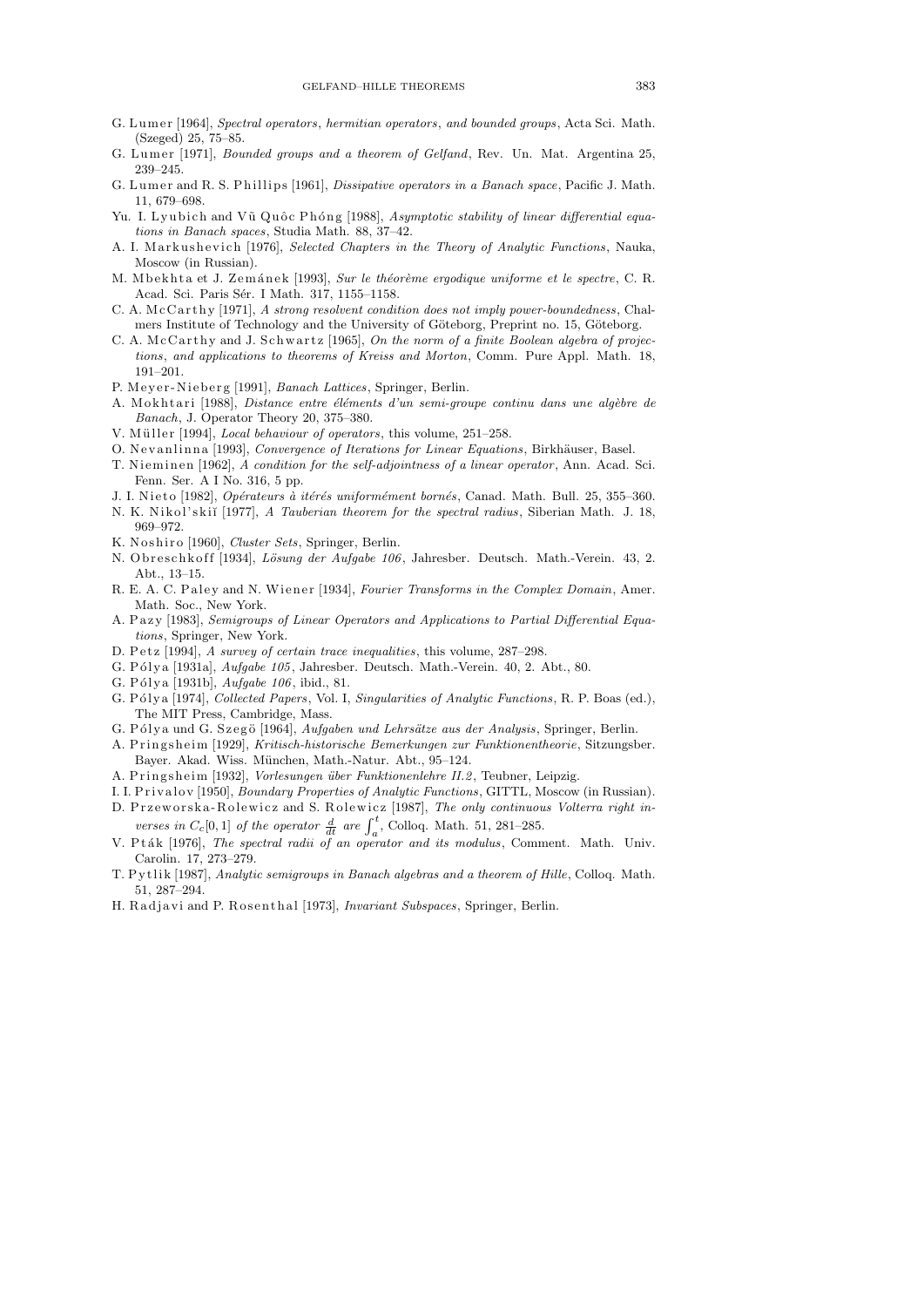G. Lumer [1964], *Spectral operators, hermitian operators, and bounded groups*, Acta Sci. Math. (Szeged) 25, 75–85.

G. Lumer [1971], *Bounded groups and a theorem of Gelfand*, Rev. Un. Mat. Argentina 25, 239–245.

G. Lumer and R. S. Phillips [1961], *Dissipative operators in a Banach space*, Pacific J. Math. 11, 679–698.

Yu. I. Lyubich and Vũ Quôc Phóng [1988], *Asymptotic stability of linear differential equations in Banach spaces*, Studia Math. 88, 37–42.

A. I. Markushevich [1976], *Selected Chapters in the Theory of Analytic Functions*, Nauka, Moscow (in Russian).

M. Mbekhta et J. Zemánek [1993], *Sur le théorème ergodique uniforme et le spectre*, C. R. Acad. Sci. Paris Sér. I Math. 317, 1155–1158.

C. A. McCarthy [1971], *A strong resolvent condition does not imply power-boundedness*, Chalmers Institute of Technology and the University of Göteborg, Preprint no. 15, Göteborg.

C. A. McCarthy and J. Schwartz [1965], *On the norm of a finite Boolean algebra of projections, and applications to theorems of Kreiss and Morton*, Comm. Pure Appl. Math. 18, 191–201.

P. Meyer-Nieberg [1991], *Banach Lattices*, Springer, Berlin.

A. Mokhtari [1988], *Distance entre éléments d'un semi-groupe continu dans une algèbre de Banach*, J. Operator Theory 20, 375–380.

V. Müller [1994], *Local behaviour of operators*, this volume, 251–258.

O. Nevanlinna [1993], *Convergence of Iterations for Linear Equations*, Birkhäuser, Basel.

T. Nieminen [1962], *A condition for the self-adjointness of a linear operator*, Ann. Acad. Sci. Fenn. Ser. A I No. 316, 5 pp.

J. I. Nieto [1982], *Opérateurs à itérés uniformément bornés*, Canad. Math. Bull. 25, 355–360.

N. K. Nikol'skiĭ [1977], *A Tauberian theorem for the spectral radius*, Siberian Math. J. 18, 969–972.

K. Noshiro [1960], *Cluster Sets*, Springer, Berlin.

N. Obreschkoff [1934], *Lösung der Aufgabe 106*, Jahresber. Deutsch. Math.-Verein. 43, 2. Abt., 13–15.

R. E. A. C. Paley and N. Wiener [1934], *Fourier Transforms in the Complex Domain*, Amer. Math. Soc., New York.

A. Pazy [1983], *Semigroups of Linear Operators and Applications to Partial Differential Equations*, Springer, New York.

D. Petz [1994], *A survey of certain trace inequalities*, this volume, 287–298.

G. Pólya [1931a], *Aufgabe 105*, Jahresber. Deutsch. Math.-Verein. 40, 2. Abt., 80.

G. Pólya [1931b], *Aufgabe 106*, ibid., 81.

G. Pólya [1974], *Collected Papers*, Vol. I, *Singularities of Analytic Functions*, R. P. Boas (ed.), The MIT Press, Cambridge, Mass.

G. Pólya und G. Szegö [1964], *Aufgaben und Lehrsätze aus der Analysis*, Springer, Berlin.

A. Pringsheim [1929], *Kritisch-historische Bemerkungen zur Funktionentheorie*, Sitzungsber. Bayer. Akad. Wiss. München, Math.-Natur. Abt., 95–124.

A. Pringsheim [1932], *Vorlesungen über Funktionenlehre II.2*, Teubner, Leipzig.

I. I. Privalov [1950], *Boundary Properties of Analytic Functions*, GITTL, Moscow (in Russian).

D. Przeworska-Rolewicz and S. Rolewicz [1987], *The only continuous Volterra right inverses in $C_c[0,1]$ of the operator $\frac{d}{dt}$ are $\int_a^t$*, Colloq. Math. 51, 281–285.

V. Pták [1976], *The spectral radii of an operator and its modulus*, Comment. Math. Univ. Carolin. 17, 273–279.

T. Pytlik [1987], *Analytic semigroups in Banach algebras and a theorem of Hille*, Colloq. Math. 51, 287–294.

H. Radjavi and P. Rosenthal [1973], *Invariant Subspaces*, Springer, Berlin.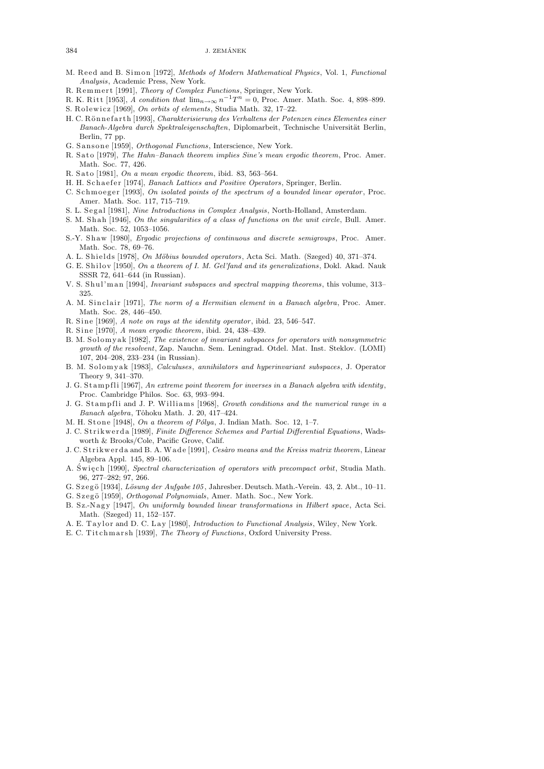M. Reed and B. Simon [1972], *Methods of Modern Mathematical Physics*, Vol. 1, *Functional Analysis*, Academic Press, New York.

R. Remmert [1991], *Theory of Complex Functions*, Springer, New York.

R. K. Ritt [1953], *A condition that* $\lim_{n\to\infty} n^{-1}T^n = 0$, Proc. Amer. Math. Soc. 4, 898–899.

S. Rolewicz [1969], *On orbits of elements*, Studia Math. 32, 17–22.

H. C. Rönnefarth [1993], *Charakterisierung des Verhaltens der Potenzen eines Elementes einer Banach-Algebra durch Spektraleigenschaften*, Diplomarbeit, Technische Universität Berlin, Berlin, 77 pp.

G. Sansone [1959], *Orthogonal Functions*, Interscience, New York.

R. Sato [1979], *The Hahn–Banach theorem implies Sine's mean ergodic theorem*, Proc. Amer. Math. Soc. 77, 426.

R. Sato [1981], *On a mean ergodic theorem*, ibid. 83, 563–564.

H. H. Schaefer [1974], *Banach Lattices and Positive Operators*, Springer, Berlin.

C. Schmoeger [1993], *On isolated points of the spectrum of a bounded linear operator*, Proc. Amer. Math. Soc. 117, 715–719.

S. L. Segal [1981], *Nine Introductions in Complex Analysis*, North-Holland, Amsterdam.

S. M. Shah [1946], *On the singularities of a class of functions on the unit circle*, Bull. Amer. Math. Soc. 52, 1053–1056.

S.-Y. Shaw [1980], *Ergodic projections of continuous and discrete semigroups*, Proc. Amer. Math. Soc. 78, 69–76.

A. L. Shields [1978], *On Möbius bounded operators*, Acta Sci. Math. (Szeged) 40, 371–374.

G. E. Shilov [1950], *On a theorem of I. M. Gel'fand and its generalizations*, Dokl. Akad. Nauk SSSR 72, 641–644 (in Russian).

V. S. Shul'man [1994], *Invariant subspaces and spectral mapping theorems*, this volume, 313–325.

A. M. Sinclair [1971], *The norm of a Hermitian element in a Banach algebra*, Proc. Amer. Math. Soc. 28, 446–450.

R. Sine [1969], *A note on rays at the identity operator*, ibid. 23, 546–547.

R. Sine [1970], *A mean ergodic theorem*, ibid. 24, 438–439.

B. M. Solomyak [1982], *The existence of invariant subspaces for operators with nonsymmetric growth of the resolvent*, Zap. Nauchn. Sem. Leningrad. Otdel. Mat. Inst. Steklov. (LOMI) 107, 204–208, 233–234 (in Russian).

B. M. Solomyak [1983], *Calculuses, annihilators and hyperinvariant subspaces*, J. Operator Theory 9, 341–370.

J. G. Stampfli [1967], *An extreme point theorem for inverses in a Banach algebra with identity*, Proc. Cambridge Philos. Soc. 63, 993–994.

J. G. Stampfli and J. P. Williams [1968], *Growth conditions and the numerical range in a Banach algebra*, Tôhoku Math. J. 20, 417–424.

M. H. Stone [1948], *On a theorem of Pólya*, J. Indian Math. Soc. 12, 1–7.

J. C. Strikwerda [1989], *Finite Difference Schemes and Partial Differential Equations*, Wadsworth & Brooks/Cole, Pacific Grove, Calif.

J. C. Strikwerda and B. A. Wade [1991], *Cesàro means and the Kreiss matrix theorem*, Linear Algebra Appl. 145, 89–106.

A. Święch [1990], *Spectral characterization of operators with precompact orbit*, Studia Math. 96, 277–282; 97, 266.

G. Szegö [1934], *Lösung der Aufgabe 105*, Jahresber. Deutsch. Math.-Verein. 43, 2. Abt., 10–11.

G. Szegö [1959], *Orthogonal Polynomials*, Amer. Math. Soc., New York.

B. Sz.-Nagy [1947], *On uniformly bounded linear transformations in Hilbert space*, Acta Sci. Math. (Szeged) 11, 152–157.

A. E. Taylor and D. C. Lay [1980], *Introduction to Functional Analysis*, Wiley, New York.

E. C. Titchmarsh [1939], *The Theory of Functions*, Oxford University Press.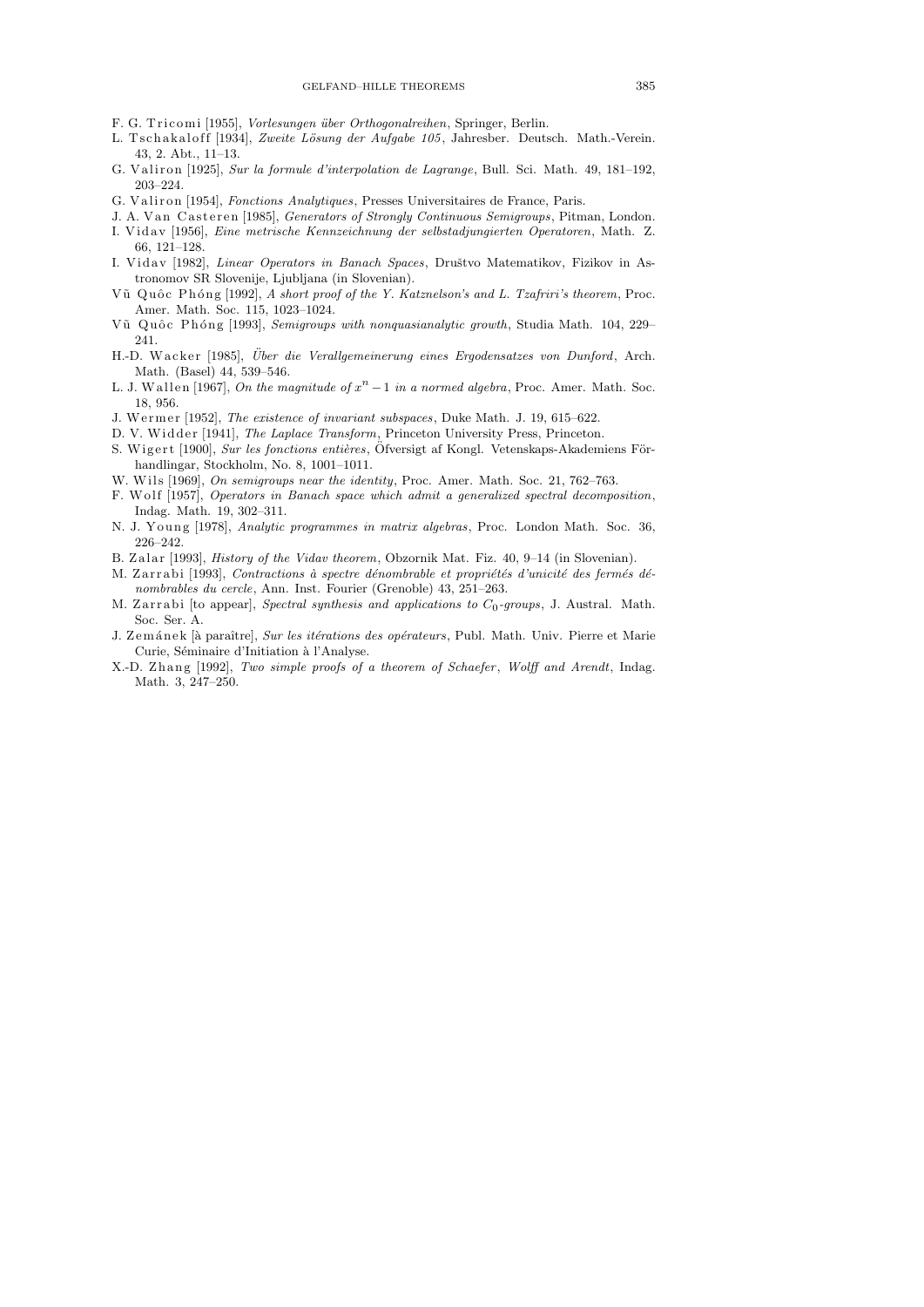F. G. Tricomi [1955], *Vorlesungen über Orthogonalreihen*, Springer, Berlin.

L. Tschakaloff [1934], *Zweite Lösung der Aufgabe 105*, Jahresber. Deutsch. Math.-Verein. 43, 2. Abt., 11–13.

G. Valiron [1925], *Sur la formule d'interpolation de Lagrange*, Bull. Sci. Math. 49, 181–192, 203–224.

G. Valiron [1954], *Fonctions Analytiques*, Presses Universitaires de France, Paris.

J. A. Van Casteren [1985], *Generators of Strongly Continuous Semigroups*, Pitman, London.

I. Vidav [1956], *Eine metrische Kennzeichnung der selbstadjungierten Operatoren*, Math. Z. 66, 121–128.

I. Vidav [1982], *Linear Operators in Banach Spaces*, Društvo Matematikov, Fizikov in Astronomov SR Slovenije, Ljubljana (in Slovenian).

Vũ Quôc Phóng [1992], *A short proof of the Y. Katznelson's and L. Tzafriri's theorem*, Proc. Amer. Math. Soc. 115, 1023–1024.

Vũ Quôc Phóng [1993], *Semigroups with nonquasianalytic growth*, Studia Math. 104, 229–241.

H.-D. Wacker [1985], *Über die Verallgemeinerung eines Ergodensatzes von Dunford*, Arch. Math. (Basel) 44, 539–546.

L. J. Wallen [1967], *On the magnitude of $x^n - 1$ in a normed algebra*, Proc. Amer. Math. Soc. 18, 956.

J. Wermer [1952], *The existence of invariant subspaces*, Duke Math. J. 19, 615–622.

D. V. Widder [1941], *The Laplace Transform*, Princeton University Press, Princeton.

S. Wigert [1900], *Sur les fonctions entières*, Öfversigt af Kongl. Vetenskaps-Akademiens Förhandlingar, Stockholm, No. 8, 1001–1011.

W. Wils [1969], *On semigroups near the identity*, Proc. Amer. Math. Soc. 21, 762–763.

F. Wolf [1957], *Operators in Banach space which admit a generalized spectral decomposition*, Indag. Math. 19, 302–311.

N. J. Young [1978], *Analytic programmes in matrix algebras*, Proc. London Math. Soc. 36, 226–242.

B. Zalar [1993], *History of the Vidav theorem*, Obzornik Mat. Fiz. 40, 9–14 (in Slovenian).

M. Zarrabi [1993], *Contractions à spectre dénombrable et propriétés d'unicité des fermés dénombrables du cercle*, Ann. Inst. Fourier (Grenoble) 43, 251–263.

M. Zarrabi [to appear], *Spectral synthesis and applications to $C_0$-groups*, J. Austral. Math. Soc. Ser. A.

J. Zemánek [à paraître], *Sur les itérations des opérateurs*, Publ. Math. Univ. Pierre et Marie Curie, Séminaire d'Initiation à l'Analyse.

X.-D. Zhang [1992], *Two simple proofs of a theorem of Schaefer, Wolff and Arendt*, Indag. Math. 3, 247–250.